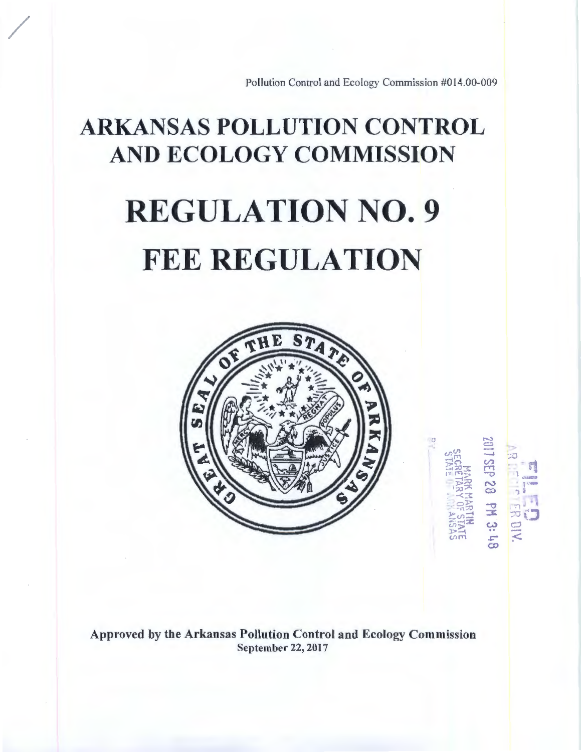Pollution Control and Ecology Commission #014.00-009

# ARKANSAS POLLUTION CONTROL AND ECOLOGY COMMISSION

# REGULATION NO. 9

# FEE REGULATION

FILED
AR REGISTER DIV.
2017 SEP 28 PM 3:48
MARK MARTIN
SECRETARY OF STATE
STATE OF ARKANSAS
BY

**Approved by the Arkansas Pollution Control and Ecology Commission**
**September 22, 2017**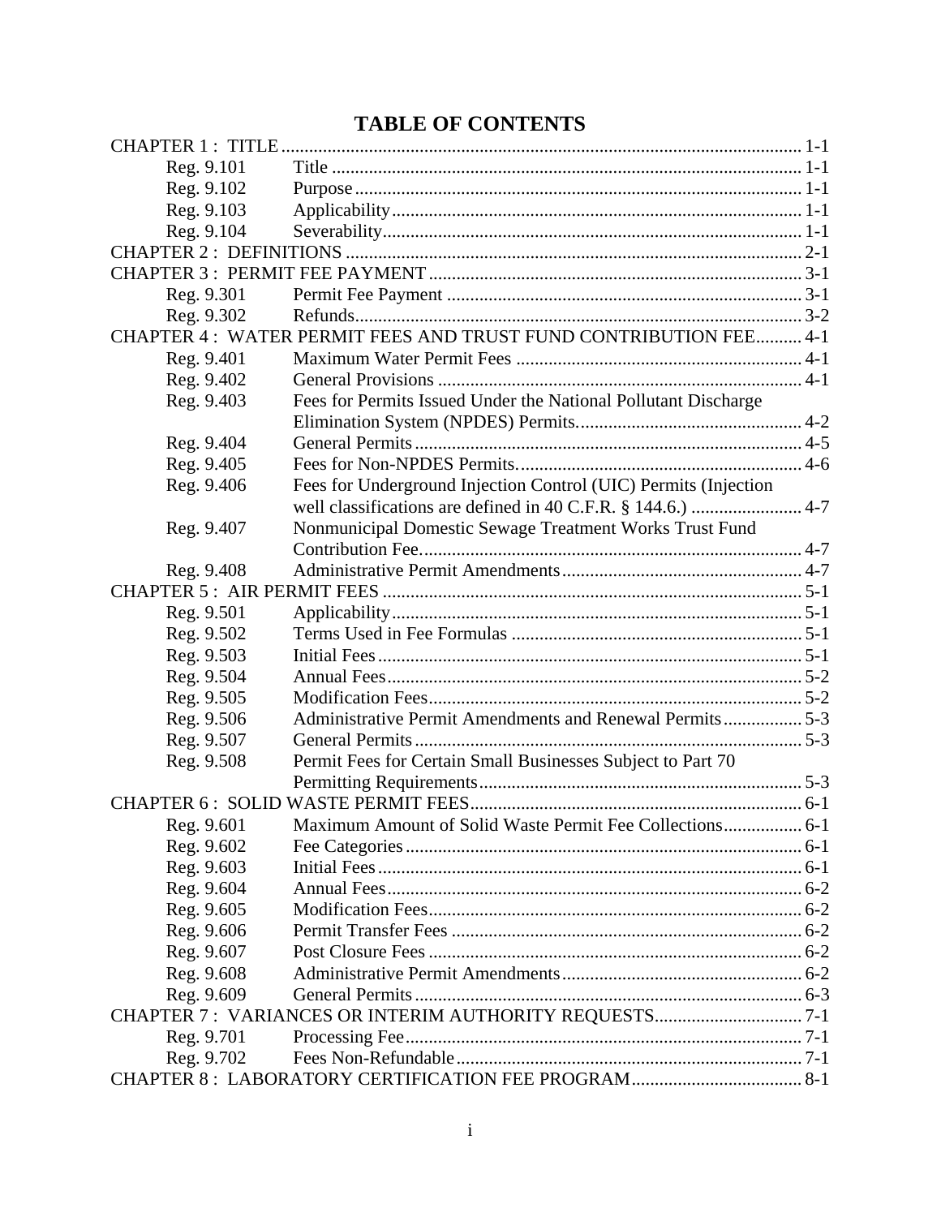# TABLE OF CONTENTS

| | | |
|---|---|---|
| CHAPTER 1 : TITLE | | 1-1 |
| Reg. 9.101 | Title | 1-1 |
| Reg. 9.102 | Purpose | 1-1 |
| Reg. 9.103 | Applicability | 1-1 |
| Reg. 9.104 | Severability | 1-1 |
| CHAPTER 2 : DEFINITIONS | | 2-1 |
| CHAPTER 3 : PERMIT FEE PAYMENT | | 3-1 |
| Reg. 9.301 | Permit Fee Payment | 3-1 |
| Reg. 9.302 | Refunds | 3-2 |
| CHAPTER 4 : WATER PERMIT FEES AND TRUST FUND CONTRIBUTION FEE | | 4-1 |
| Reg. 9.401 | Maximum Water Permit Fees | 4-1 |
| Reg. 9.402 | General Provisions | 4-1 |
| Reg. 9.403 | Fees for Permits Issued Under the National Pollutant Discharge Elimination System (NPDES) Permits. | 4-2 |
| Reg. 9.404 | General Permits | 4-5 |
| Reg. 9.405 | Fees for Non-NPDES Permits. | 4-6 |
| Reg. 9.406 | Fees for Underground Injection Control (UIC) Permits (Injection well classifications are defined in 40 C.F.R. § 144.6.) | 4-7 |
| Reg. 9.407 | Nonmunicipal Domestic Sewage Treatment Works Trust Fund Contribution Fee. | 4-7 |
| Reg. 9.408 | Administrative Permit Amendments | 4-7 |
| CHAPTER 5 : AIR PERMIT FEES | | 5-1 |
| Reg. 9.501 | Applicability | 5-1 |
| Reg. 9.502 | Terms Used in Fee Formulas | 5-1 |
| Reg. 9.503 | Initial Fees | 5-1 |
| Reg. 9.504 | Annual Fees | 5-2 |
| Reg. 9.505 | Modification Fees | 5-2 |
| Reg. 9.506 | Administrative Permit Amendments and Renewal Permits | 5-3 |
| Reg. 9.507 | General Permits | 5-3 |
| Reg. 9.508 | Permit Fees for Certain Small Businesses Subject to Part 70 Permitting Requirements | 5-3 |
| CHAPTER 6 : SOLID WASTE PERMIT FEES | | 6-1 |
| Reg. 9.601 | Maximum Amount of Solid Waste Permit Fee Collections | 6-1 |
| Reg. 9.602 | Fee Categories | 6-1 |
| Reg. 9.603 | Initial Fees | 6-1 |
| Reg. 9.604 | Annual Fees | 6-2 |
| Reg. 9.605 | Modification Fees | 6-2 |
| Reg. 9.606 | Permit Transfer Fees | 6-2 |
| Reg. 9.607 | Post Closure Fees | 6-2 |
| Reg. 9.608 | Administrative Permit Amendments | 6-2 |
| Reg. 9.609 | General Permits | 6-3 |
| CHAPTER 7 : VARIANCES OR INTERIM AUTHORITY REQUESTS | | 7-1 |
| Reg. 9.701 | Processing Fee | 7-1 |
| Reg. 9.702 | Fees Non-Refundable | 7-1 |
| CHAPTER 8 : LABORATORY CERTIFICATION FEE PROGRAM | | 8-1 |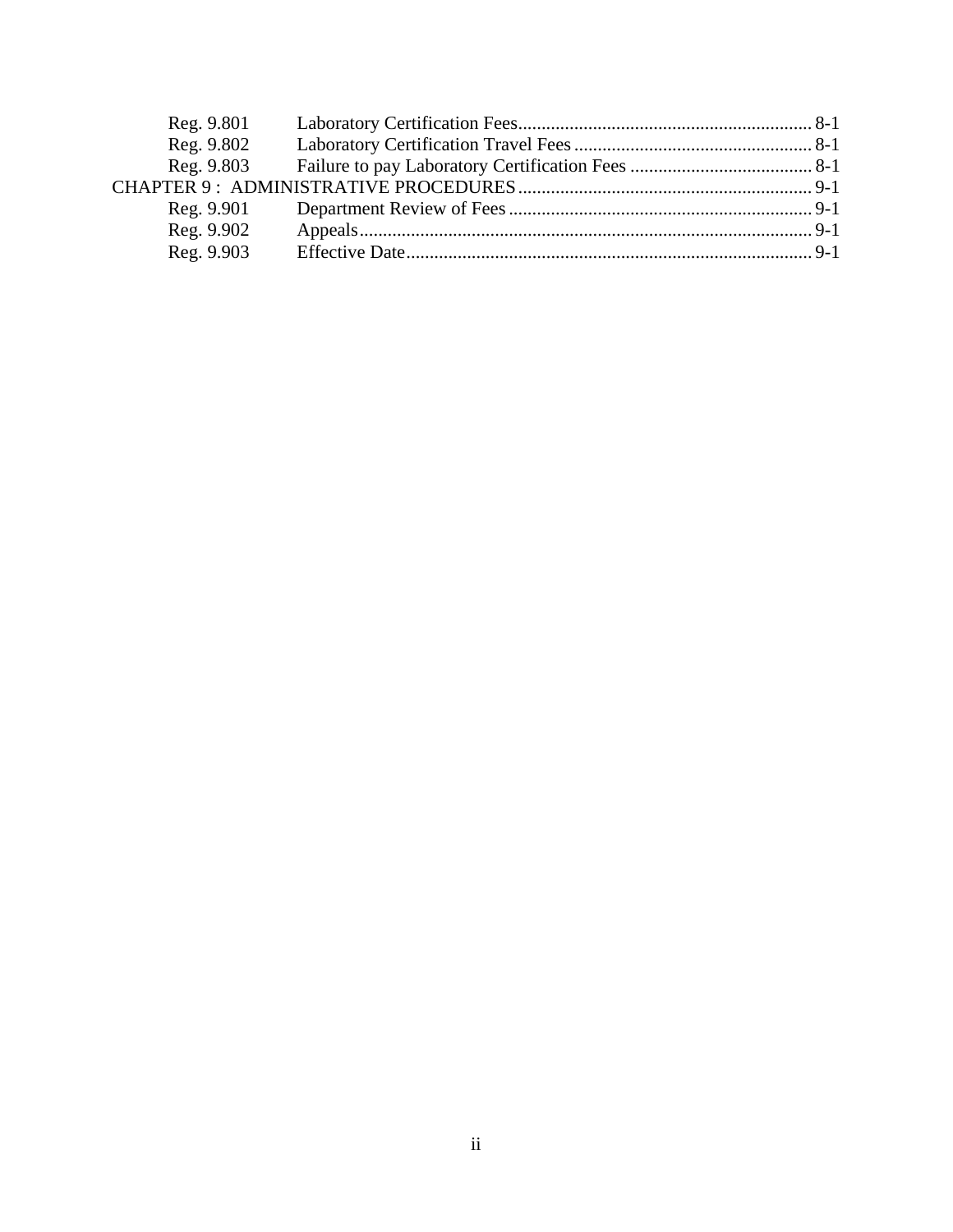| | | |
|---|---|---|
| Reg. 9.801 | Laboratory Certification Fees | 8-1 |
| Reg. 9.802 | Laboratory Certification Travel Fees | 8-1 |
| Reg. 9.803 | Failure to pay Laboratory Certification Fees | 8-1 |
| CHAPTER 9 : ADMINISTRATIVE PROCEDURES | | 9-1 |
| Reg. 9.901 | Department Review of Fees | 9-1 |
| Reg. 9.902 | Appeals | 9-1 |
| Reg. 9.903 | Effective Date | 9-1 |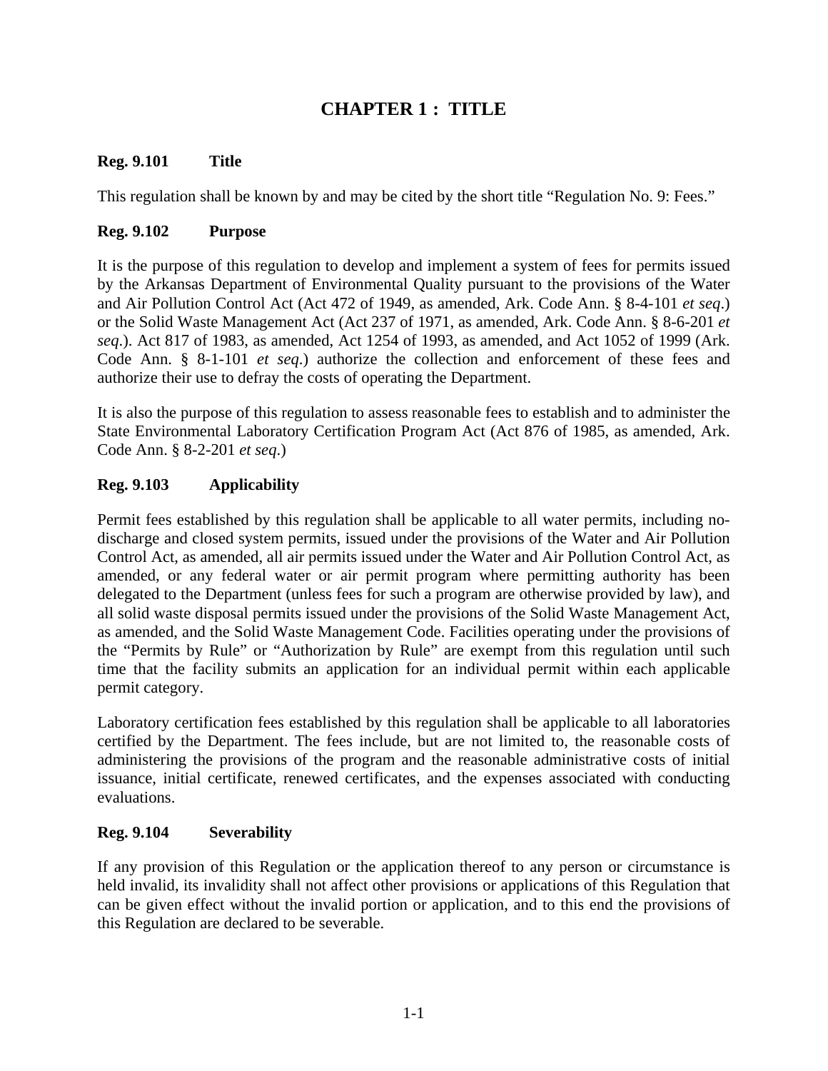# CHAPTER 1 : TITLE

### Reg. 9.101 Title

This regulation shall be known by and may be cited by the short title "Regulation No. 9: Fees."

### Reg. 9.102 Purpose

It is the purpose of this regulation to develop and implement a system of fees for permits issued by the Arkansas Department of Environmental Quality pursuant to the provisions of the Water and Air Pollution Control Act (Act 472 of 1949, as amended, Ark. Code Ann. § 8-4-101 *et seq*.) or the Solid Waste Management Act (Act 237 of 1971, as amended, Ark. Code Ann. § 8-6-201 *et seq*.). Act 817 of 1983, as amended, Act 1254 of 1993, as amended, and Act 1052 of 1999 (Ark. Code Ann. § 8-1-101 *et seq*.) authorize the collection and enforcement of these fees and authorize their use to defray the costs of operating the Department.

It is also the purpose of this regulation to assess reasonable fees to establish and to administer the State Environmental Laboratory Certification Program Act (Act 876 of 1985, as amended, Ark. Code Ann. § 8-2-201 *et seq*.)

### Reg. 9.103 Applicability

Permit fees established by this regulation shall be applicable to all water permits, including no-discharge and closed system permits, issued under the provisions of the Water and Air Pollution Control Act, as amended, all air permits issued under the Water and Air Pollution Control Act, as amended, or any federal water or air permit program where permitting authority has been delegated to the Department (unless fees for such a program are otherwise provided by law), and all solid waste disposal permits issued under the provisions of the Solid Waste Management Act, as amended, and the Solid Waste Management Code. Facilities operating under the provisions of the "Permits by Rule" or "Authorization by Rule" are exempt from this regulation until such time that the facility submits an application for an individual permit within each applicable permit category.

Laboratory certification fees established by this regulation shall be applicable to all laboratories certified by the Department. The fees include, but are not limited to, the reasonable costs of administering the provisions of the program and the reasonable administrative costs of initial issuance, initial certificate, renewed certificates, and the expenses associated with conducting evaluations.

### Reg. 9.104 Severability

If any provision of this Regulation or the application thereof to any person or circumstance is held invalid, its invalidity shall not affect other provisions or applications of this Regulation that can be given effect without the invalid portion or application, and to this end the provisions of this Regulation are declared to be severable.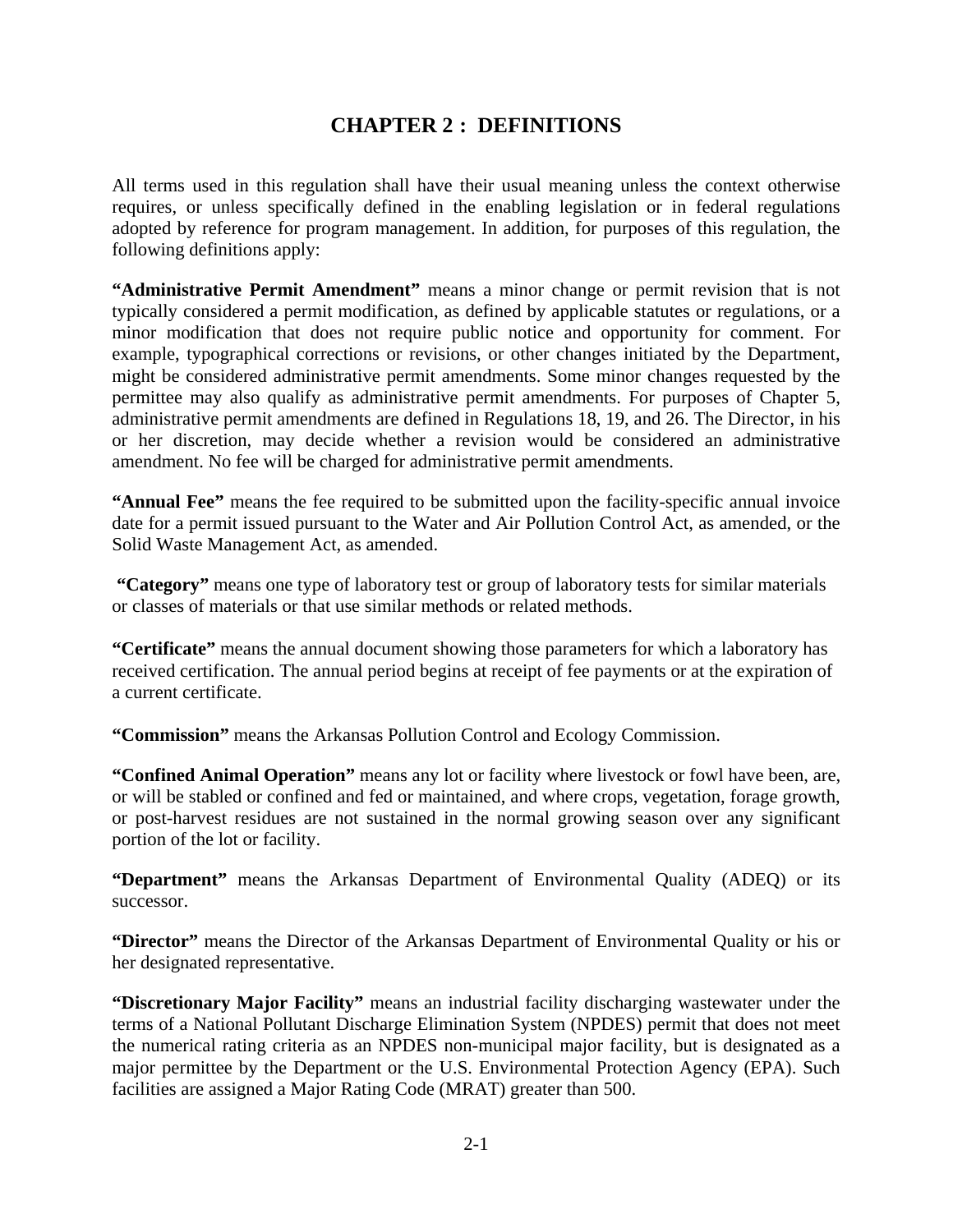# CHAPTER 2 : DEFINITIONS

All terms used in this regulation shall have their usual meaning unless the context otherwise requires, or unless specifically defined in the enabling legislation or in federal regulations adopted by reference for program management. In addition, for purposes of this regulation, the following definitions apply:

**"Administrative Permit Amendment"** means a minor change or permit revision that is not typically considered a permit modification, as defined by applicable statutes or regulations, or a minor modification that does not require public notice and opportunity for comment. For example, typographical corrections or revisions, or other changes initiated by the Department, might be considered administrative permit amendments. Some minor changes requested by the permittee may also qualify as administrative permit amendments. For purposes of Chapter 5, administrative permit amendments are defined in Regulations 18, 19, and 26. The Director, in his or her discretion, may decide whether a revision would be considered an administrative amendment. No fee will be charged for administrative permit amendments.

**"Annual Fee"** means the fee required to be submitted upon the facility-specific annual invoice date for a permit issued pursuant to the Water and Air Pollution Control Act, as amended, or the Solid Waste Management Act, as amended.

**"Category"** means one type of laboratory test or group of laboratory tests for similar materials or classes of materials or that use similar methods or related methods.

**"Certificate"** means the annual document showing those parameters for which a laboratory has received certification. The annual period begins at receipt of fee payments or at the expiration of a current certificate.

**"Commission"** means the Arkansas Pollution Control and Ecology Commission.

**"Confined Animal Operation"** means any lot or facility where livestock or fowl have been, are, or will be stabled or confined and fed or maintained, and where crops, vegetation, forage growth, or post-harvest residues are not sustained in the normal growing season over any significant portion of the lot or facility.

**"Department"** means the Arkansas Department of Environmental Quality (ADEQ) or its successor.

**"Director"** means the Director of the Arkansas Department of Environmental Quality or his or her designated representative.

**"Discretionary Major Facility"** means an industrial facility discharging wastewater under the terms of a National Pollutant Discharge Elimination System (NPDES) permit that does not meet the numerical rating criteria as an NPDES non-municipal major facility, but is designated as a major permittee by the Department or the U.S. Environmental Protection Agency (EPA). Such facilities are assigned a Major Rating Code (MRAT) greater than 500.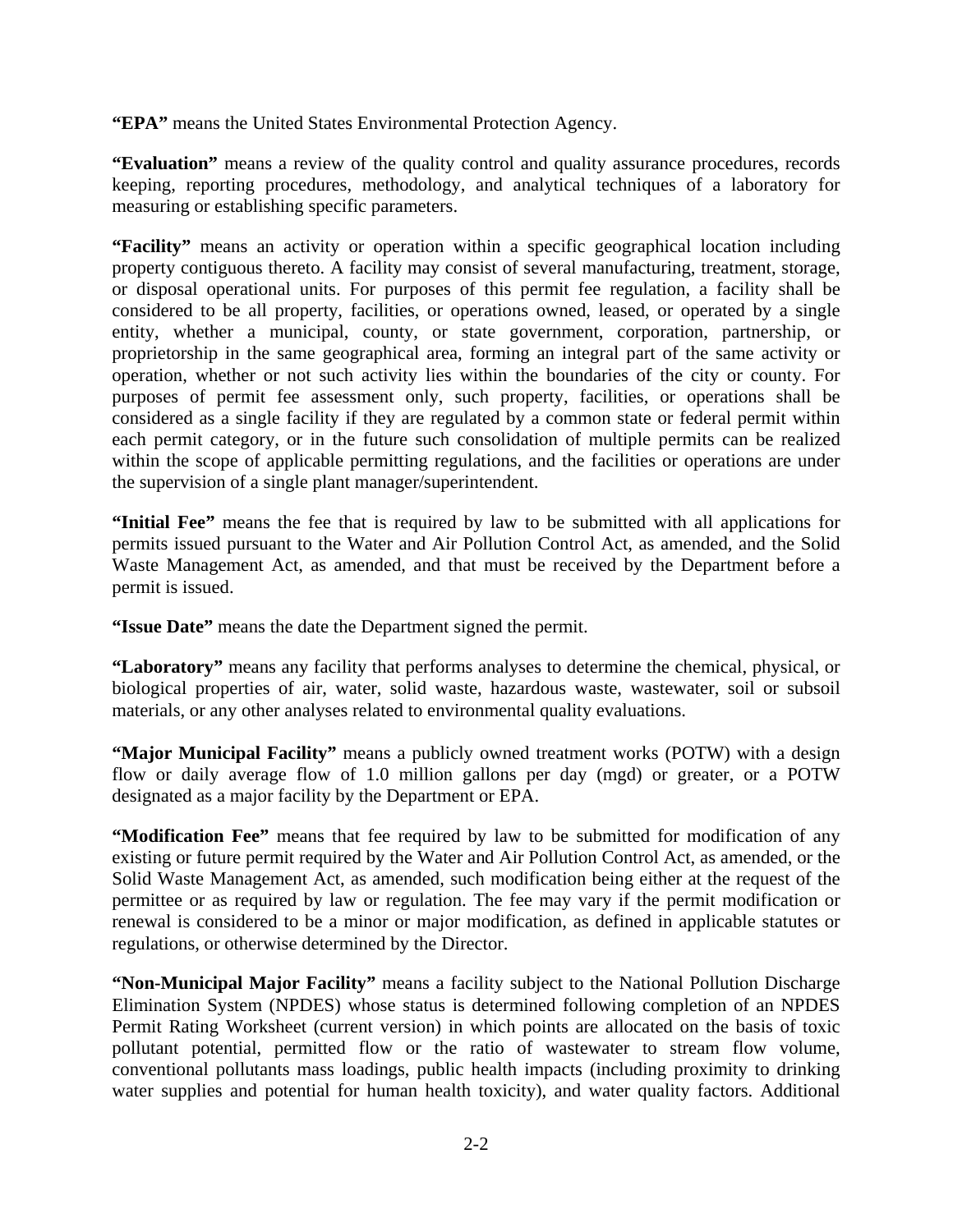**"EPA"** means the United States Environmental Protection Agency.

**"Evaluation"** means a review of the quality control and quality assurance procedures, records keeping, reporting procedures, methodology, and analytical techniques of a laboratory for measuring or establishing specific parameters.

**"Facility"** means an activity or operation within a specific geographical location including property contiguous thereto. A facility may consist of several manufacturing, treatment, storage, or disposal operational units. For purposes of this permit fee regulation, a facility shall be considered to be all property, facilities, or operations owned, leased, or operated by a single entity, whether a municipal, county, or state government, corporation, partnership, or proprietorship in the same geographical area, forming an integral part of the same activity or operation, whether or not such activity lies within the boundaries of the city or county. For purposes of permit fee assessment only, such property, facilities, or operations shall be considered as a single facility if they are regulated by a common state or federal permit within each permit category, or in the future such consolidation of multiple permits can be realized within the scope of applicable permitting regulations, and the facilities or operations are under the supervision of a single plant manager/superintendent.

**"Initial Fee"** means the fee that is required by law to be submitted with all applications for permits issued pursuant to the Water and Air Pollution Control Act, as amended, and the Solid Waste Management Act, as amended, and that must be received by the Department before a permit is issued.

**"Issue Date"** means the date the Department signed the permit.

**"Laboratory"** means any facility that performs analyses to determine the chemical, physical, or biological properties of air, water, solid waste, hazardous waste, wastewater, soil or subsoil materials, or any other analyses related to environmental quality evaluations.

**"Major Municipal Facility"** means a publicly owned treatment works (POTW) with a design flow or daily average flow of 1.0 million gallons per day (mgd) or greater, or a POTW designated as a major facility by the Department or EPA.

**"Modification Fee"** means that fee required by law to be submitted for modification of any existing or future permit required by the Water and Air Pollution Control Act, as amended, or the Solid Waste Management Act, as amended, such modification being either at the request of the permittee or as required by law or regulation. The fee may vary if the permit modification or renewal is considered to be a minor or major modification, as defined in applicable statutes or regulations, or otherwise determined by the Director.

**"Non-Municipal Major Facility"** means a facility subject to the National Pollution Discharge Elimination System (NPDES) whose status is determined following completion of an NPDES Permit Rating Worksheet (current version) in which points are allocated on the basis of toxic pollutant potential, permitted flow or the ratio of wastewater to stream flow volume, conventional pollutants mass loadings, public health impacts (including proximity to drinking water supplies and potential for human health toxicity), and water quality factors. Additional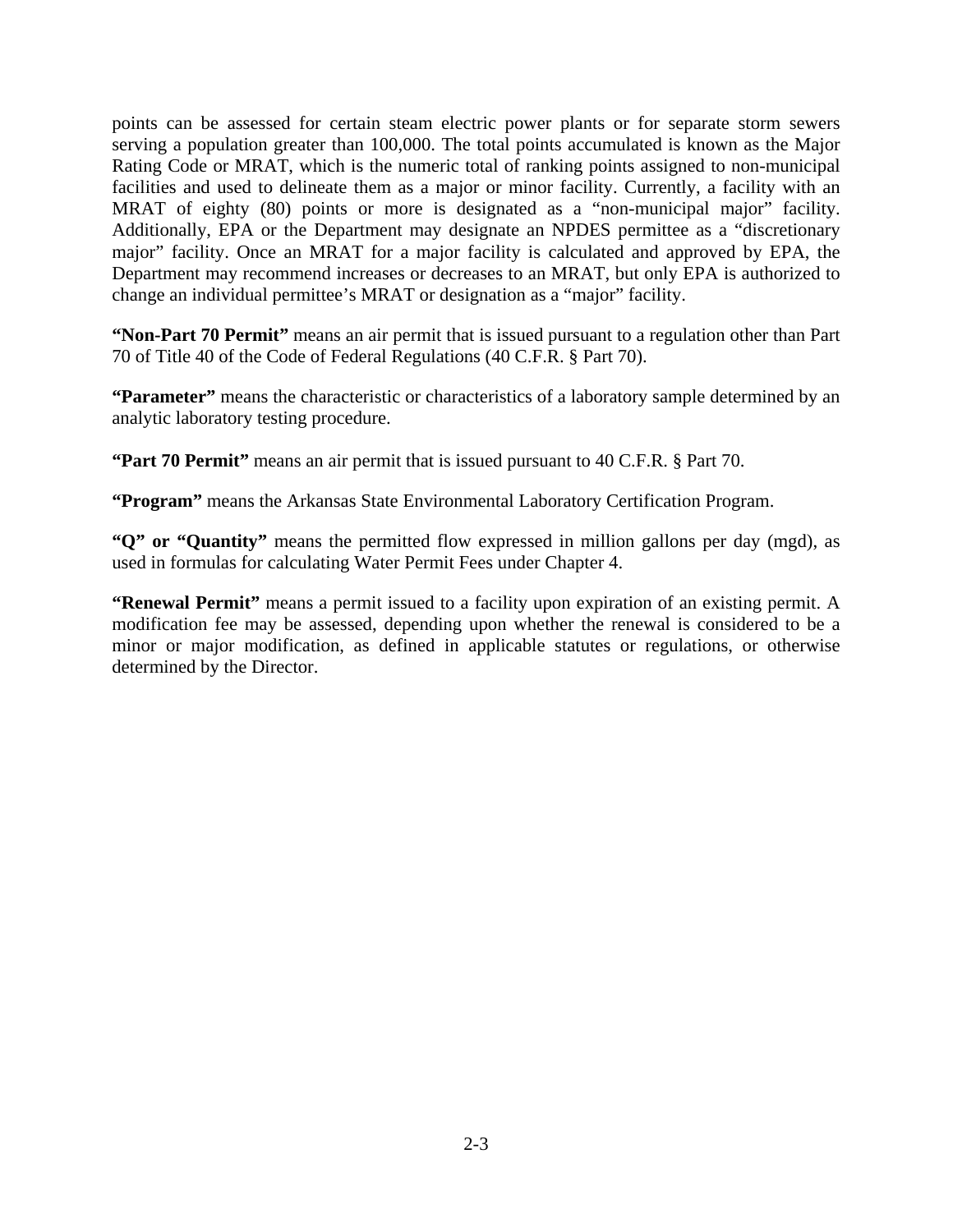points can be assessed for certain steam electric power plants or for separate storm sewers serving a population greater than 100,000. The total points accumulated is known as the Major Rating Code or MRAT, which is the numeric total of ranking points assigned to non-municipal facilities and used to delineate them as a major or minor facility. Currently, a facility with an MRAT of eighty (80) points or more is designated as a "non-municipal major" facility. Additionally, EPA or the Department may designate an NPDES permittee as a "discretionary major" facility. Once an MRAT for a major facility is calculated and approved by EPA, the Department may recommend increases or decreases to an MRAT, but only EPA is authorized to change an individual permittee's MRAT or designation as a "major" facility.

**"Non-Part 70 Permit"** means an air permit that is issued pursuant to a regulation other than Part 70 of Title 40 of the Code of Federal Regulations (40 C.F.R. § Part 70).

**"Parameter"** means the characteristic or characteristics of a laboratory sample determined by an analytic laboratory testing procedure.

**"Part 70 Permit"** means an air permit that is issued pursuant to 40 C.F.R. § Part 70.

**"Program"** means the Arkansas State Environmental Laboratory Certification Program.

**"Q" or "Quantity"** means the permitted flow expressed in million gallons per day (mgd), as used in formulas for calculating Water Permit Fees under Chapter 4.

**"Renewal Permit"** means a permit issued to a facility upon expiration of an existing permit. A modification fee may be assessed, depending upon whether the renewal is considered to be a minor or major modification, as defined in applicable statutes or regulations, or otherwise determined by the Director.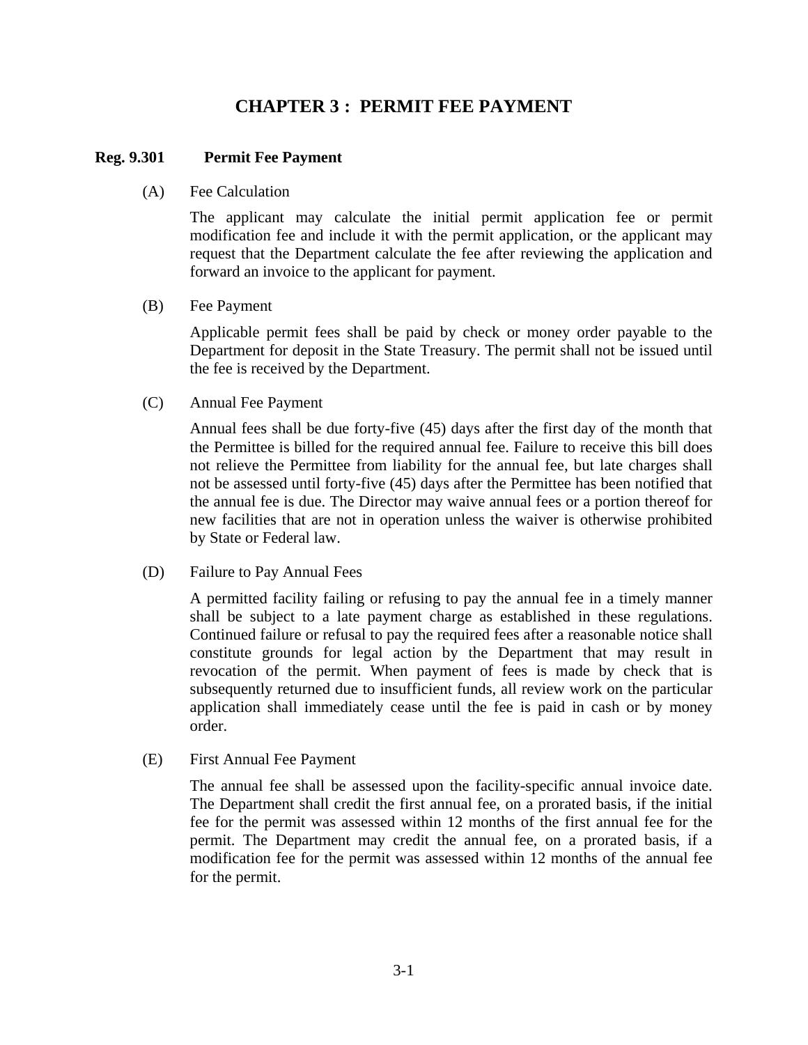# CHAPTER 3 : PERMIT FEE PAYMENT

## Reg. 9.301 Permit Fee Payment

(A) Fee Calculation

The applicant may calculate the initial permit application fee or permit modification fee and include it with the permit application, or the applicant may request that the Department calculate the fee after reviewing the application and forward an invoice to the applicant for payment.

(B) Fee Payment

Applicable permit fees shall be paid by check or money order payable to the Department for deposit in the State Treasury. The permit shall not be issued until the fee is received by the Department.

(C) Annual Fee Payment

Annual fees shall be due forty-five (45) days after the first day of the month that the Permittee is billed for the required annual fee. Failure to receive this bill does not relieve the Permittee from liability for the annual fee, but late charges shall not be assessed until forty-five (45) days after the Permittee has been notified that the annual fee is due. The Director may waive annual fees or a portion thereof for new facilities that are not in operation unless the waiver is otherwise prohibited by State or Federal law.

(D) Failure to Pay Annual Fees

A permitted facility failing or refusing to pay the annual fee in a timely manner shall be subject to a late payment charge as established in these regulations. Continued failure or refusal to pay the required fees after a reasonable notice shall constitute grounds for legal action by the Department that may result in revocation of the permit. When payment of fees is made by check that is subsequently returned due to insufficient funds, all review work on the particular application shall immediately cease until the fee is paid in cash or by money order.

(E) First Annual Fee Payment

The annual fee shall be assessed upon the facility-specific annual invoice date. The Department shall credit the first annual fee, on a prorated basis, if the initial fee for the permit was assessed within 12 months of the first annual fee for the permit. The Department may credit the annual fee, on a prorated basis, if a modification fee for the permit was assessed within 12 months of the annual fee for the permit.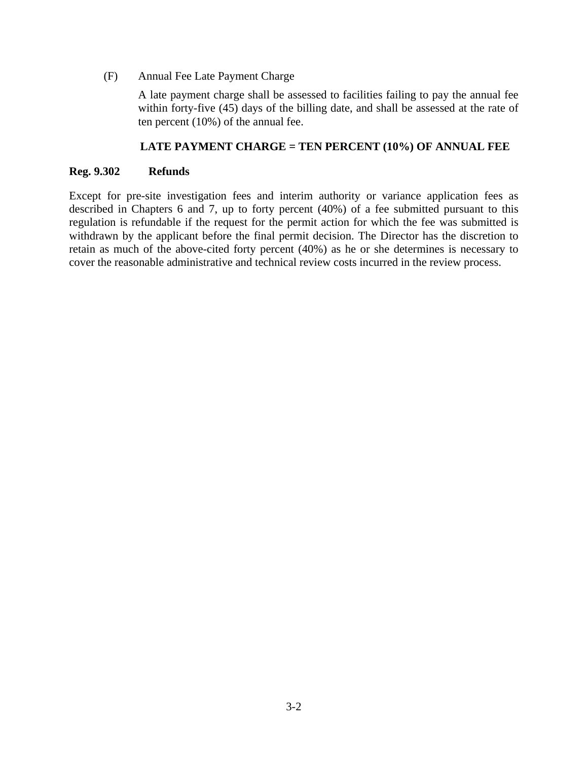(F) Annual Fee Late Payment Charge

A late payment charge shall be assessed to facilities failing to pay the annual fee within forty-five (45) days of the billing date, and shall be assessed at the rate of ten percent (10%) of the annual fee.

**LATE PAYMENT CHARGE = TEN PERCENT (10%) OF ANNUAL FEE**

### Reg. 9.302 Refunds

Except for pre-site investigation fees and interim authority or variance application fees as described in Chapters 6 and 7, up to forty percent (40%) of a fee submitted pursuant to this regulation is refundable if the request for the permit action for which the fee was submitted is withdrawn by the applicant before the final permit decision. The Director has the discretion to retain as much of the above-cited forty percent (40%) as he or she determines is necessary to cover the reasonable administrative and technical review costs incurred in the review process.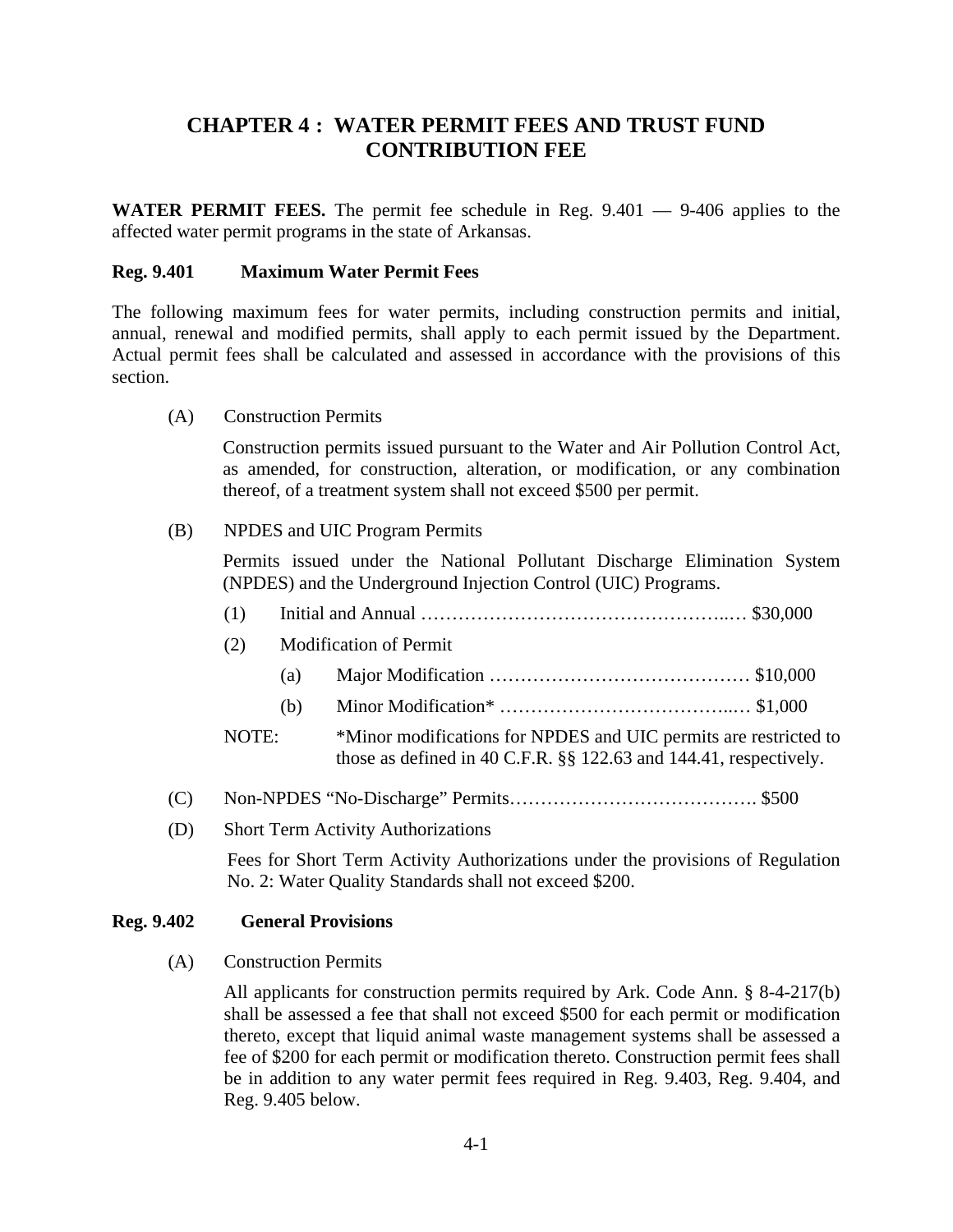# CHAPTER 4 : WATER PERMIT FEES AND TRUST FUND CONTRIBUTION FEE

**WATER PERMIT FEES.** The permit fee schedule in Reg. 9.401 — 9-406 applies to the affected water permit programs in the state of Arkansas.

### Reg. 9.401 Maximum Water Permit Fees

The following maximum fees for water permits, including construction permits and initial, annual, renewal and modified permits, shall apply to each permit issued by the Department. Actual permit fees shall be calculated and assessed in accordance with the provisions of this section.

(A) Construction Permits

Construction permits issued pursuant to the Water and Air Pollution Control Act, as amended, for construction, alteration, or modification, or any combination thereof, of a treatment system shall not exceed $500 per permit.

(B) NPDES and UIC Program Permits

Permits issued under the National Pollutant Discharge Elimination System (NPDES) and the Underground Injection Control (UIC) Programs.

(1) Initial and Annual …………………………………………..… $30,000

(2) Modification of Permit

(a) Major Modification …………………………………… $10,000

(b) Minor Modification* ……………………………..… $1,000

NOTE: *Minor modifications for NPDES and UIC permits are restricted to those as defined in 40 C.F.R. §§ 122.63 and 144.41, respectively.

(C) Non-NPDES "No-Discharge" Permits…………………………………. $500

(D) Short Term Activity Authorizations

Fees for Short Term Activity Authorizations under the provisions of Regulation No. 2: Water Quality Standards shall not exceed $200.

### Reg. 9.402 General Provisions

(A) Construction Permits

All applicants for construction permits required by Ark. Code Ann. § 8-4-217(b) shall be assessed a fee that shall not exceed $500 for each permit or modification thereto, except that liquid animal waste management systems shall be assessed a fee of $200 for each permit or modification thereto. Construction permit fees shall be in addition to any water permit fees required in Reg. 9.403, Reg. 9.404, and Reg. 9.405 below.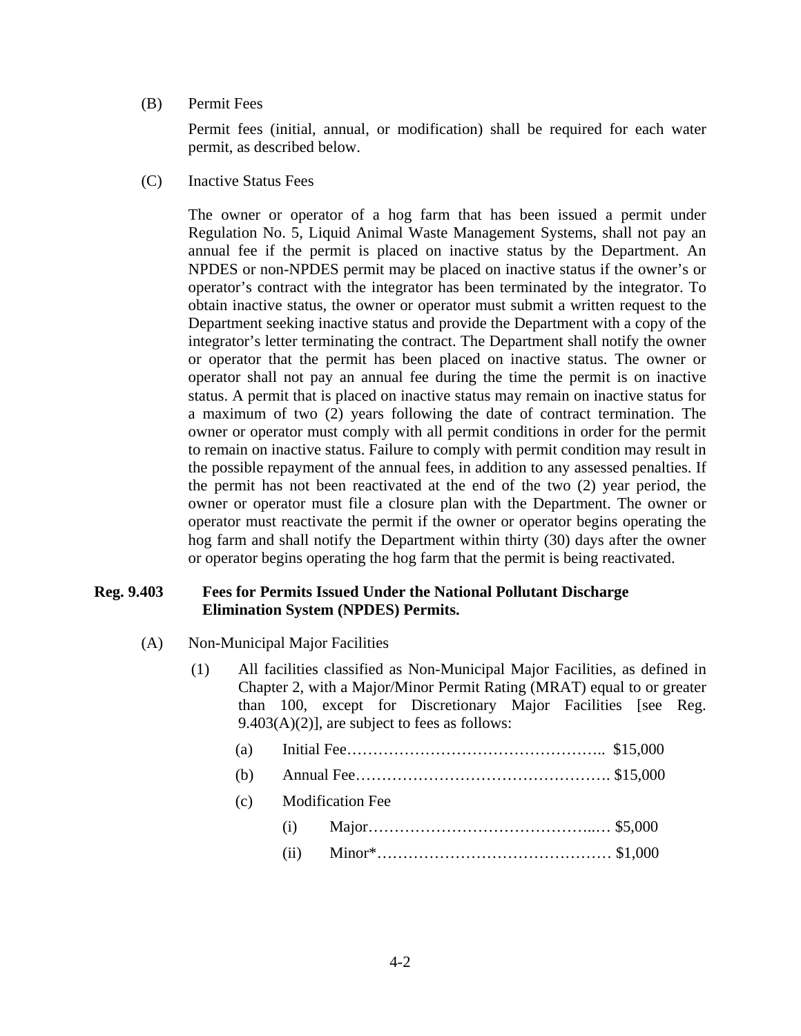(B) Permit Fees

Permit fees (initial, annual, or modification) shall be required for each water permit, as described below.

(C) Inactive Status Fees

The owner or operator of a hog farm that has been issued a permit under Regulation No. 5, Liquid Animal Waste Management Systems, shall not pay an annual fee if the permit is placed on inactive status by the Department. An NPDES or non-NPDES permit may be placed on inactive status if the owner's or operator's contract with the integrator has been terminated by the integrator. To obtain inactive status, the owner or operator must submit a written request to the Department seeking inactive status and provide the Department with a copy of the integrator's letter terminating the contract. The Department shall notify the owner or operator that the permit has been placed on inactive status. The owner or operator shall not pay an annual fee during the time the permit is on inactive status. A permit that is placed on inactive status may remain on inactive status for a maximum of two (2) years following the date of contract termination. The owner or operator must comply with all permit conditions in order for the permit to remain on inactive status. Failure to comply with permit condition may result in the possible repayment of the annual fees, in addition to any assessed penalties. If the permit has not been reactivated at the end of the two (2) year period, the owner or operator must file a closure plan with the Department. The owner or operator must reactivate the permit if the owner or operator begins operating the hog farm and shall notify the Department within thirty (30) days after the owner or operator begins operating the hog farm that the permit is being reactivated.

## Reg. 9.403 Fees for Permits Issued Under the National Pollutant Discharge Elimination System (NPDES) Permits.

(A) Non-Municipal Major Facilities

(1) All facilities classified as Non-Municipal Major Facilities, as defined in Chapter 2, with a Major/Minor Permit Rating (MRAT) equal to or greater than 100, except for Discretionary Major Facilities [see Reg. 9.403(A)(2)], are subject to fees as follows:

(a) Initial Fee………………………………………….. $15,000

(b) Annual Fee…………………………………………. $15,000

(c) Modification Fee

(i) Major……………………………………..… $5,000

(ii) Minor*……………………………………… $1,000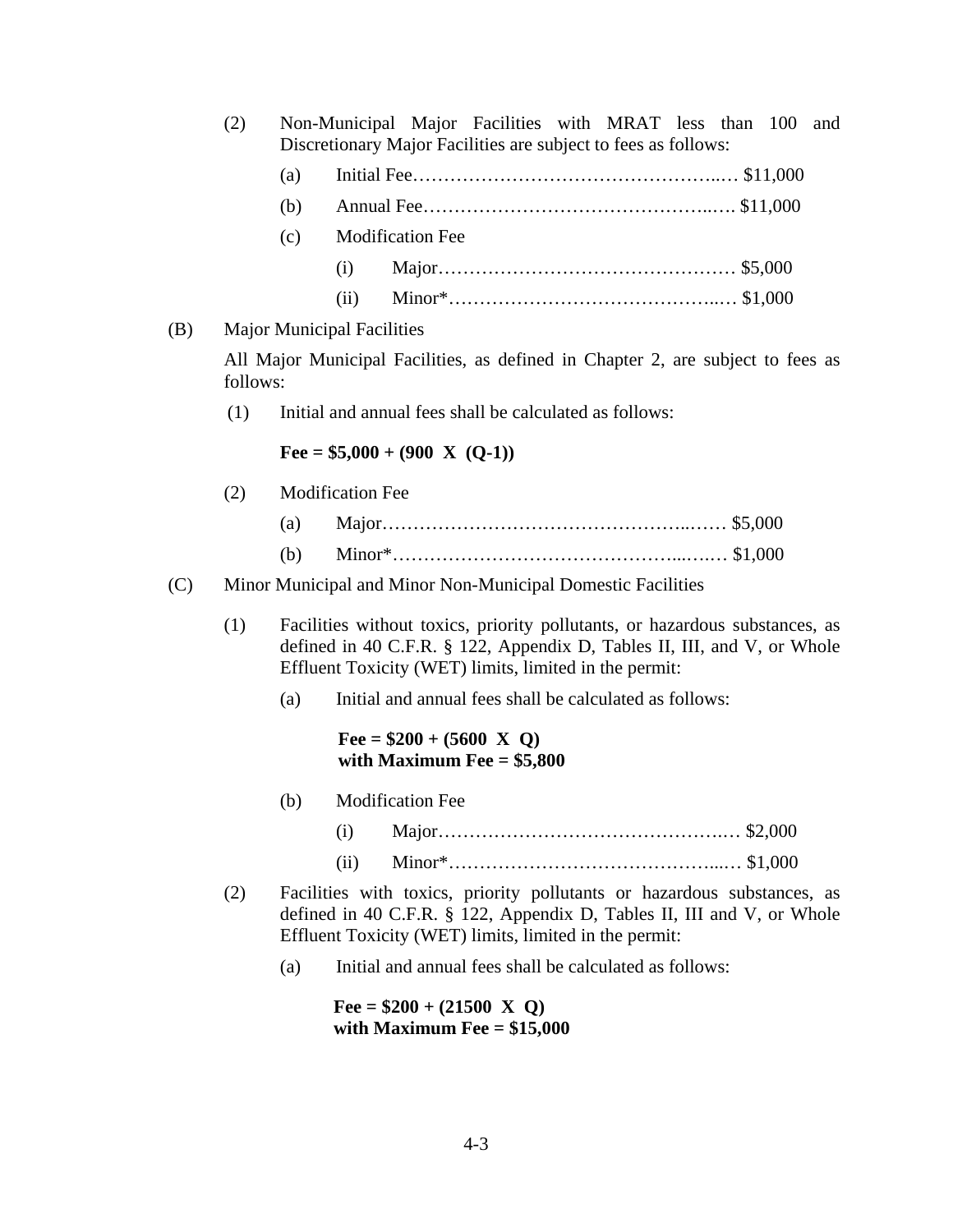(2) Non-Municipal Major Facilities with MRAT less than 100 and Discretionary Major Facilities are subject to fees as follows:

(a) Initial Fee………………………………………….… $11,000

(b) Annual Fee……………………………………….…. $11,000

(c) Modification Fee

(i) Major………………………………………… $5,000

(ii) Minor*……………………………………..… $1,000

(B) Major Municipal Facilities

All Major Municipal Facilities, as defined in Chapter 2, are subject to fees as follows:

(1) Initial and annual fees shall be calculated as follows:

**Fee = $5,000 + (900 X (Q-1))**

(2) Modification Fee

(a) Major…………………………………………..…… $5,000

(b) Minor*……………………………………...….… $1,000

(C) Minor Municipal and Minor Non-Municipal Domestic Facilities

(1) Facilities without toxics, priority pollutants, or hazardous substances, as defined in 40 C.F.R. § 122, Appendix D, Tables II, III, and V, or Whole Effluent Toxicity (WET) limits, limited in the permit:

(a) Initial and annual fees shall be calculated as follows:

**Fee = $200 + (5600 X Q)**
**with Maximum Fee = $5,800**

(b) Modification Fee

(i) Major……………………………………….… $2,000

(ii) Minor*……………………………………..… $1,000

(2) Facilities with toxics, priority pollutants or hazardous substances, as defined in 40 C.F.R. § 122, Appendix D, Tables II, III and V, or Whole Effluent Toxicity (WET) limits, limited in the permit:

(a) Initial and annual fees shall be calculated as follows:

**Fee = $200 + (21500 X Q)**
**with Maximum Fee = $15,000**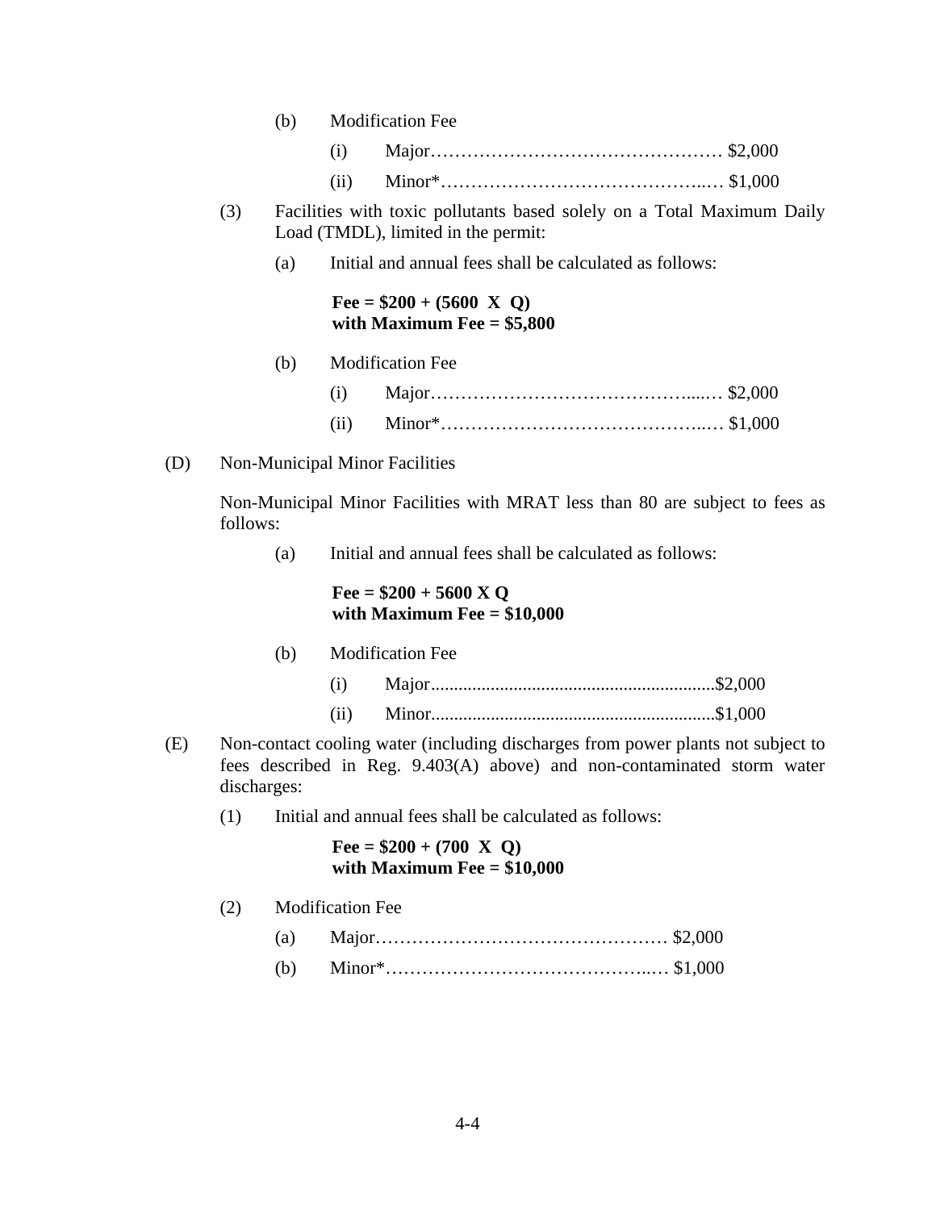(b) Modification Fee

(i) Major…………………………………………… $2,000

(ii) Minor*……………………………………..… $1,000

(3) Facilities with toxic pollutants based solely on a Total Maximum Daily Load (TMDL), limited in the permit:

(a) Initial and annual fees shall be calculated as follows:

**Fee = $200 + (5600 X Q)**
**with Maximum Fee = $5,800**

(b) Modification Fee

(i) Major……………………………………....… $2,000

(ii) Minor*……………………………………..… $1,000

(D) Non-Municipal Minor Facilities

Non-Municipal Minor Facilities with MRAT less than 80 are subject to fees as follows:

(a) Initial and annual fees shall be calculated as follows:

**Fee = $200 + 5600 X Q**
**with Maximum Fee = $10,000**

(b) Modification Fee

(i) Major..............................................................$2,000

(ii) Minor.............................................................$1,000

(E) Non-contact cooling water (including discharges from power plants not subject to fees described in Reg. 9.403(A) above) and non-contaminated storm water discharges:

(1) Initial and annual fees shall be calculated as follows:

**Fee = $200 + (700 X Q)**
**with Maximum Fee = $10,000**

(2) Modification Fee

(a) Major…………………………………………… $2,000

(b) Minor*……………………………………..… $1,000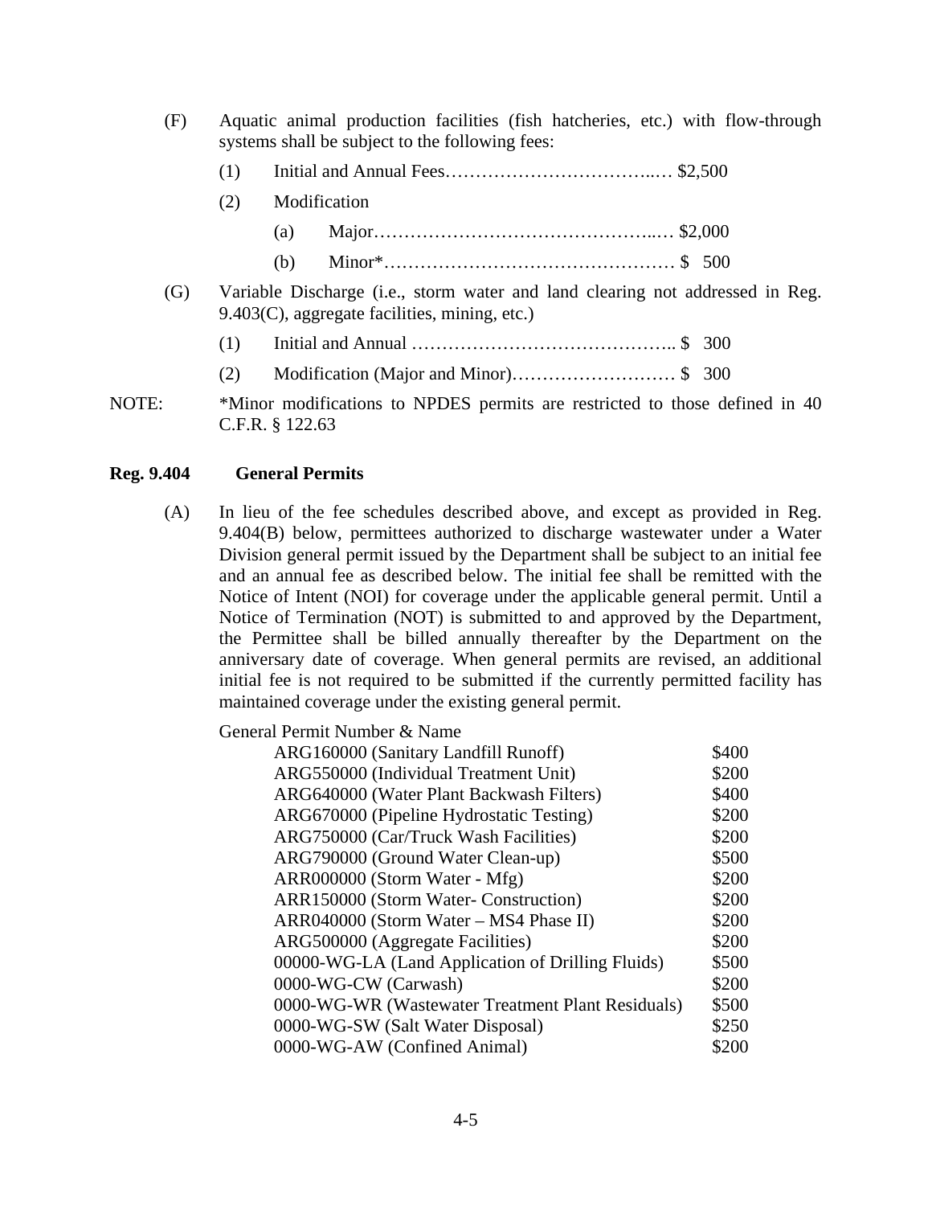(F) Aquatic animal production facilities (fish hatcheries, etc.) with flow-through systems shall be subject to the following fees:

(1) Initial and Annual Fees……………………………..… $2,500

(2) Modification

(a) Major………………………………………..… $2,000

(b) Minor*………………………………………… $ 500

(G) Variable Discharge (i.e., storm water and land clearing not addressed in Reg. 9.403(C), aggregate facilities, mining, etc.)

(1) Initial and Annual …………………………………….. $ 300

(2) Modification (Major and Minor)……………………… $ 300

NOTE: *Minor modifications to NPDES permits are restricted to those defined in 40 C.F.R. § 122.63

## Reg. 9.404 General Permits

(A) In lieu of the fee schedules described above, and except as provided in Reg. 9.404(B) below, permittees authorized to discharge wastewater under a Water Division general permit issued by the Department shall be subject to an initial fee and an annual fee as described below. The initial fee shall be remitted with the Notice of Intent (NOI) for coverage under the applicable general permit. Until a Notice of Termination (NOT) is submitted to and approved by the Department, the Permittee shall be billed annually thereafter by the Department on the anniversary date of coverage. When general permits are revised, an additional initial fee is not required to be submitted if the currently permitted facility has maintained coverage under the existing general permit.

| General Permit Number & Name | |
|---|---|
| ARG160000 (Sanitary Landfill Runoff) | $400 |
| ARG550000 (Individual Treatment Unit) | $200 |
| ARG640000 (Water Plant Backwash Filters) | $400 |
| ARG670000 (Pipeline Hydrostatic Testing) | $200 |
| ARG750000 (Car/Truck Wash Facilities) | $200 |
| ARG790000 (Ground Water Clean-up) | $500 |
| ARR000000 (Storm Water - Mfg) | $200 |
| ARR150000 (Storm Water- Construction) | $200 |
| ARR040000 (Storm Water – MS4 Phase II) | $200 |
| ARG500000 (Aggregate Facilities) | $200 |
| 00000-WG-LA (Land Application of Drilling Fluids) | $500 |
| 0000-WG-CW (Carwash) | $200 |
| 0000-WG-WR (Wastewater Treatment Plant Residuals) | $500 |
| 0000-WG-SW (Salt Water Disposal) | $250 |
| 0000-WG-AW (Confined Animal) | $200 |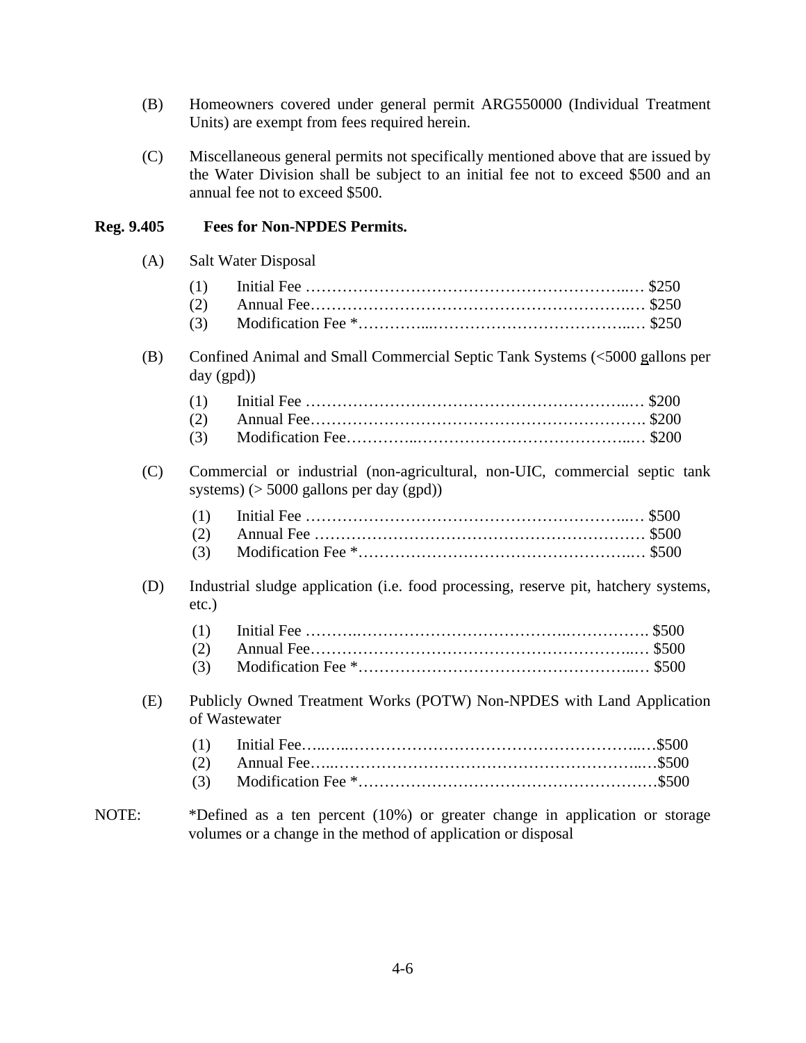(B) Homeowners covered under general permit ARG550000 (Individual Treatment Units) are exempt from fees required herein.

(C) Miscellaneous general permits not specifically mentioned above that are issued by the Water Division shall be subject to an initial fee not to exceed $500 and an annual fee not to exceed $500.

**Reg. 9.405 Fees for Non-NPDES Permits.**

(A) Salt Water Disposal

(1) Initial Fee ………………………………………………………..… $250
(2) Annual Fee………………………………………………………..… $250
(3) Modification Fee *…………...…………………………………..… $250

(B) Confined Animal and Small Commercial Septic Tank Systems (<5000 gallons per day (gpd))

(1) Initial Fee ………………………………………………………..… $200
(2) Annual Fee…………………………………………………………. $200
(3) Modification Fee…………..…………………………………..… $200

(C) Commercial or industrial (non-agricultural, non-UIC, commercial septic tank systems) (> 5000 gallons per day (gpd))

(1) Initial Fee ………………………………………………………..… $500
(2) Annual Fee ………………………………………………………… $500
(3) Modification Fee *……………………………………………..… $500

(D) Industrial sludge application (i.e. food processing, reserve pit, hatchery systems, etc.)

(1) Initial Fee ………..…………………………………..……………. $500
(2) Annual Fee……………………………………………………..… $500
(3) Modification Fee *……………………………………………..… $500

(E) Publicly Owned Treatment Works (POTW) Non-NPDES with Land Application of Wastewater

(1) Initial Fee…..…..…………………………………………………..…$500
(2) Annual Fee…..……………………………………………………..…$500
(3) Modification Fee *…………………………………………………$500

NOTE: *Defined as a ten percent (10%) or greater change in application or storage volumes or a change in the method of application or disposal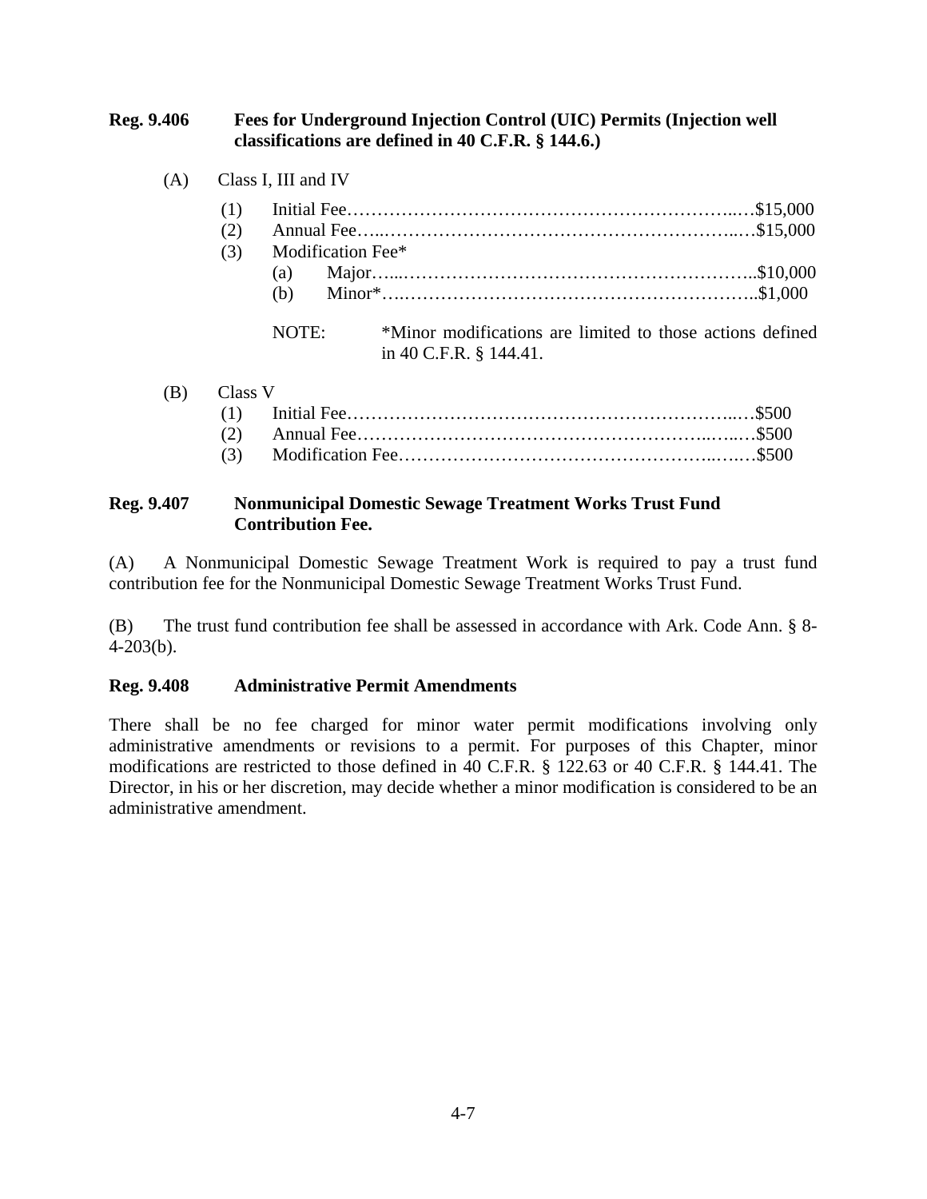**Reg. 9.406 Fees for Underground Injection Control (UIC) Permits (Injection well classifications are defined in 40 C.F.R. § 144.6.)**

(A) Class I, III and IV

(1) Initial Fee……………………………………………………….…$15,000
(2) Annual Fee…..…………………………………………………..…$15,000
(3) Modification Fee*
 (a) Major…...…………………………………………………..$10,000
 (b) Minor*….…………………………………………………..$1,000

NOTE: *Minor modifications are limited to those actions defined in 40 C.F.R. § 144.41.

(B) Class V

(1) Initial Fee……………………………………………………….…$500
(2) Annual Fee………………………………………………..…..…$500
(3) Modification Fee……………………………………………..….…$500

**Reg. 9.407 Nonmunicipal Domestic Sewage Treatment Works Trust Fund Contribution Fee.**

(A) A Nonmunicipal Domestic Sewage Treatment Work is required to pay a trust fund contribution fee for the Nonmunicipal Domestic Sewage Treatment Works Trust Fund.

(B) The trust fund contribution fee shall be assessed in accordance with Ark. Code Ann. § 8-4-203(b).

**Reg. 9.408 Administrative Permit Amendments**

There shall be no fee charged for minor water permit modifications involving only administrative amendments or revisions to a permit. For purposes of this Chapter, minor modifications are restricted to those defined in 40 C.F.R. § 122.63 or 40 C.F.R. § 144.41. The Director, in his or her discretion, may decide whether a minor modification is considered to be an administrative amendment.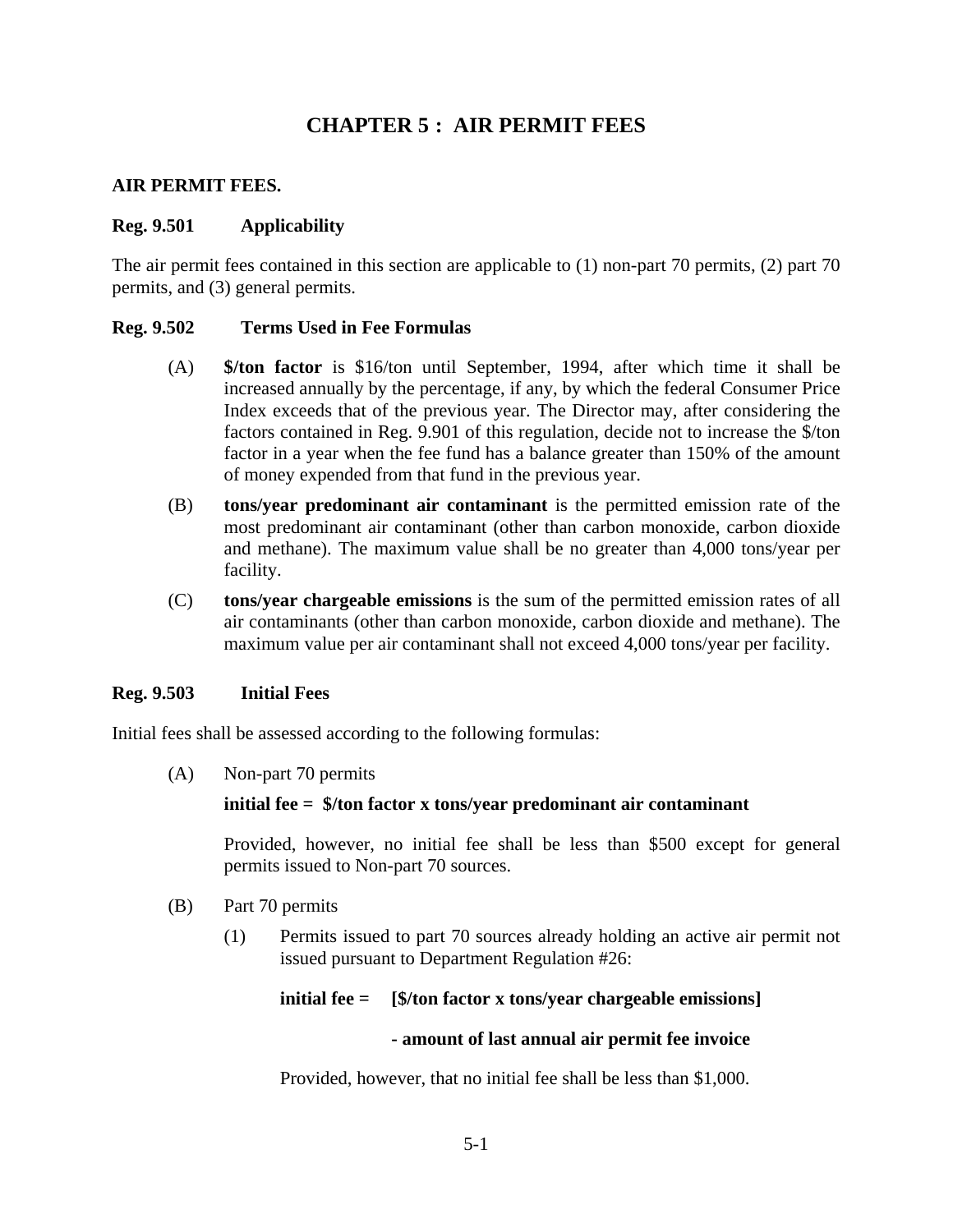# CHAPTER 5 : AIR PERMIT FEES

**AIR PERMIT FEES.**

**Reg. 9.501 Applicability**

The air permit fees contained in this section are applicable to (1) non-part 70 permits, (2) part 70 permits, and (3) general permits.

**Reg. 9.502 Terms Used in Fee Formulas**

(A) **$/ton factor** is $16/ton until September, 1994, after which time it shall be increased annually by the percentage, if any, by which the federal Consumer Price Index exceeds that of the previous year. The Director may, after considering the factors contained in Reg. 9.901 of this regulation, decide not to increase the $/ton factor in a year when the fee fund has a balance greater than 150% of the amount of money expended from that fund in the previous year.

(B) **tons/year predominant air contaminant** is the permitted emission rate of the most predominant air contaminant (other than carbon monoxide, carbon dioxide and methane). The maximum value shall be no greater than 4,000 tons/year per facility.

(C) **tons/year chargeable emissions** is the sum of the permitted emission rates of all air contaminants (other than carbon monoxide, carbon dioxide and methane). The maximum value per air contaminant shall not exceed 4,000 tons/year per facility.

**Reg. 9.503 Initial Fees**

Initial fees shall be assessed according to the following formulas:

(A) Non-part 70 permits

**initial fee = $/ton factor x tons/year predominant air contaminant**

Provided, however, no initial fee shall be less than $500 except for general permits issued to Non-part 70 sources.

(B) Part 70 permits

(1) Permits issued to part 70 sources already holding an active air permit not issued pursuant to Department Regulation #26:

**initial fee = [$/ton factor x tons/year chargeable emissions]**

**- amount of last annual air permit fee invoice**

Provided, however, that no initial fee shall be less than $1,000.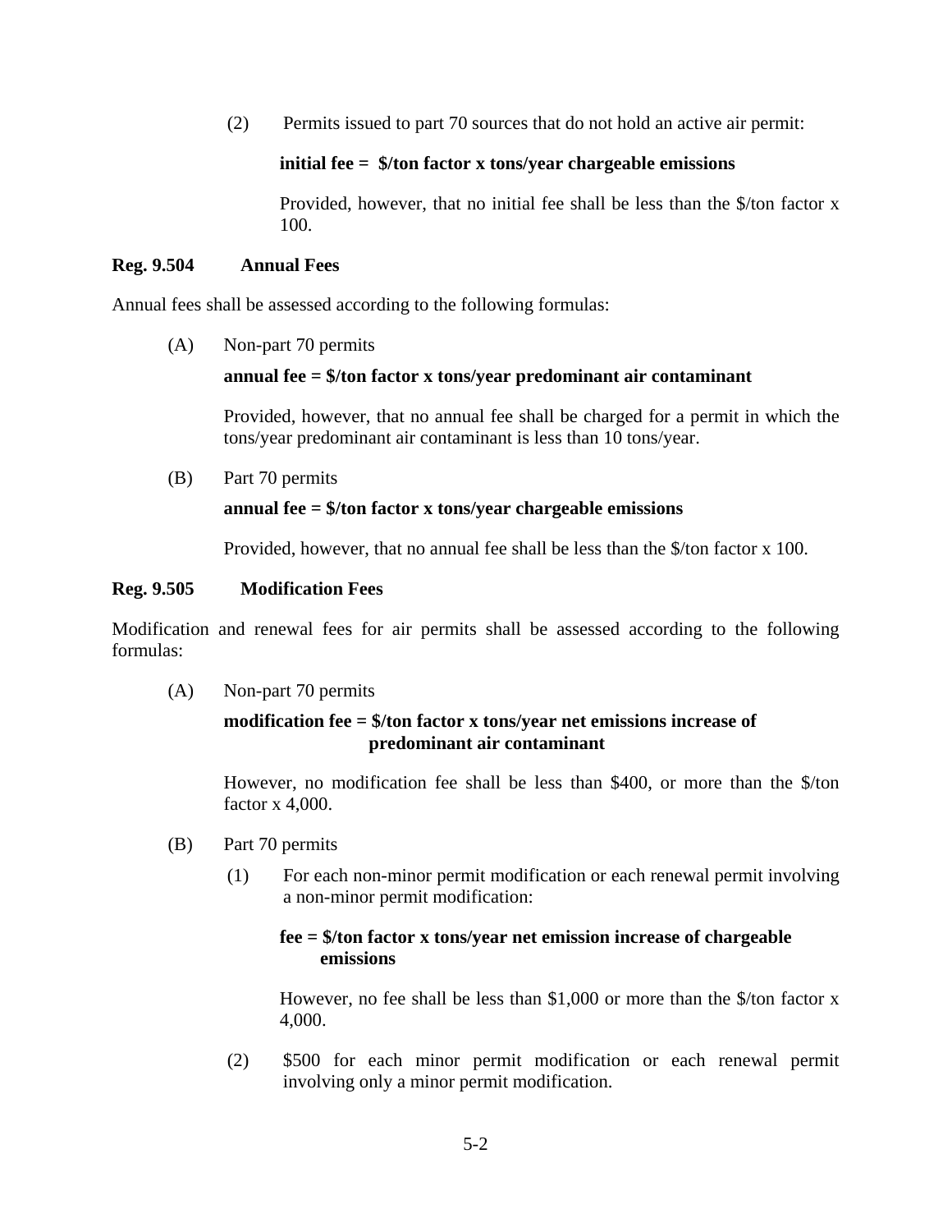(2) Permits issued to part 70 sources that do not hold an active air permit:

**initial fee = $/ton factor x tons/year chargeable emissions**

Provided, however, that no initial fee shall be less than the $/ton factor x 100.

### Reg. 9.504 Annual Fees

Annual fees shall be assessed according to the following formulas:

(A) Non-part 70 permits

**annual fee = $/ton factor x tons/year predominant air contaminant**

Provided, however, that no annual fee shall be charged for a permit in which the tons/year predominant air contaminant is less than 10 tons/year.

(B) Part 70 permits

**annual fee = $/ton factor x tons/year chargeable emissions**

Provided, however, that no annual fee shall be less than the $/ton factor x 100.

### Reg. 9.505 Modification Fees

Modification and renewal fees for air permits shall be assessed according to the following formulas:

(A) Non-part 70 permits

**modification fee = $/ton factor x tons/year net emissions increase of predominant air contaminant**

However, no modification fee shall be less than $400, or more than the $/ton factor x 4,000.

(B) Part 70 permits

(1) For each non-minor permit modification or each renewal permit involving a non-minor permit modification:

**fee = $/ton factor x tons/year net emission increase of chargeable emissions**

However, no fee shall be less than $1,000 or more than the $/ton factor x 4,000.

(2) $500 for each minor permit modification or each renewal permit involving only a minor permit modification.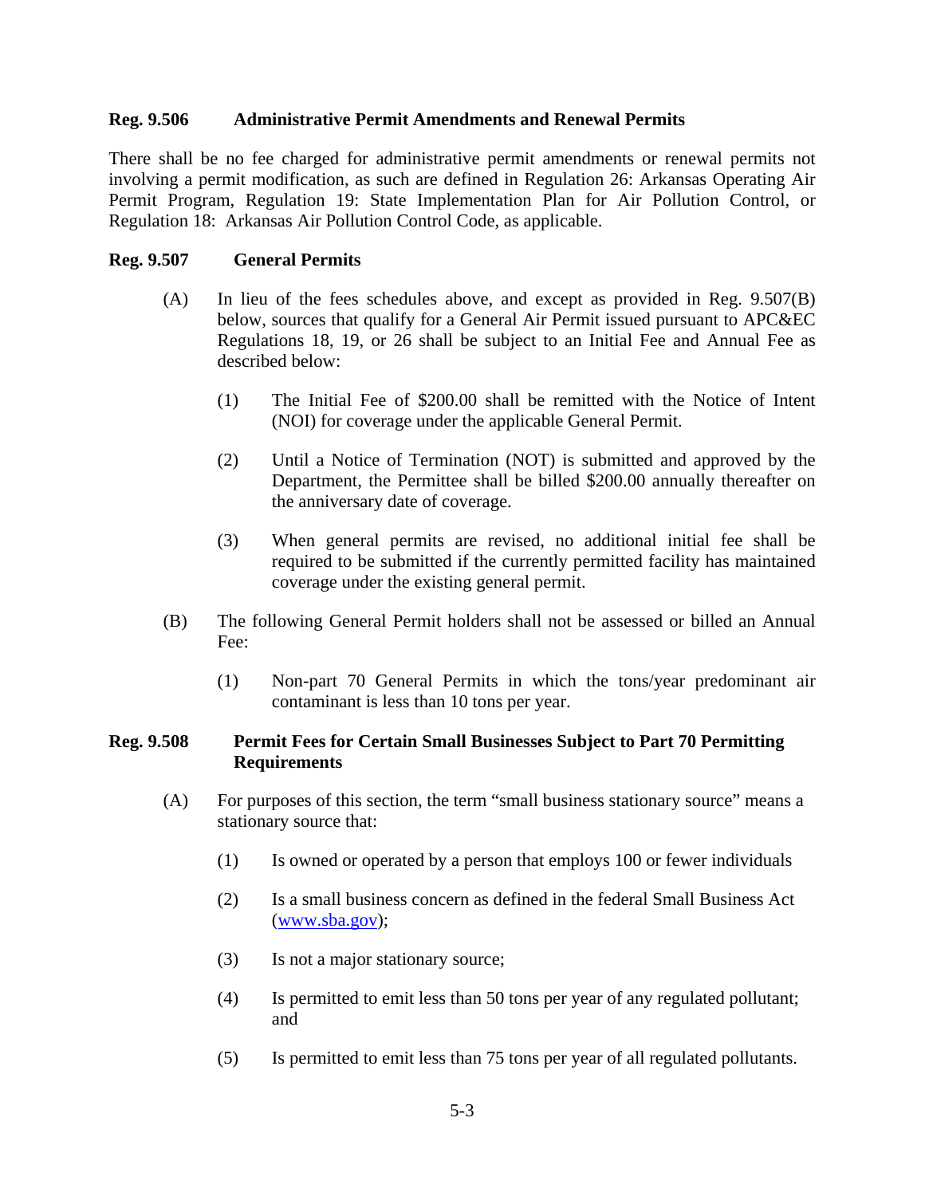### Reg. 9.506 Administrative Permit Amendments and Renewal Permits

There shall be no fee charged for administrative permit amendments or renewal permits not involving a permit modification, as such are defined in Regulation 26: Arkansas Operating Air Permit Program, Regulation 19: State Implementation Plan for Air Pollution Control, or Regulation 18: Arkansas Air Pollution Control Code, as applicable.

### Reg. 9.507 General Permits

(A) In lieu of the fees schedules above, and except as provided in Reg. 9.507(B) below, sources that qualify for a General Air Permit issued pursuant to APC&EC Regulations 18, 19, or 26 shall be subject to an Initial Fee and Annual Fee as described below:

  (1) The Initial Fee of $200.00 shall be remitted with the Notice of Intent (NOI) for coverage under the applicable General Permit.

  (2) Until a Notice of Termination (NOT) is submitted and approved by the Department, the Permittee shall be billed $200.00 annually thereafter on the anniversary date of coverage.

  (3) When general permits are revised, no additional initial fee shall be required to be submitted if the currently permitted facility has maintained coverage under the existing general permit.

(B) The following General Permit holders shall not be assessed or billed an Annual Fee:

  (1) Non-part 70 General Permits in which the tons/year predominant air contaminant is less than 10 tons per year.

### Reg. 9.508 Permit Fees for Certain Small Businesses Subject to Part 70 Permitting Requirements

(A) For purposes of this section, the term "small business stationary source" means a stationary source that:

  (1) Is owned or operated by a person that employs 100 or fewer individuals

  (2) Is a small business concern as defined in the federal Small Business Act (www.sba.gov);

  (3) Is not a major stationary source;

  (4) Is permitted to emit less than 50 tons per year of any regulated pollutant; and

  (5) Is permitted to emit less than 75 tons per year of all regulated pollutants.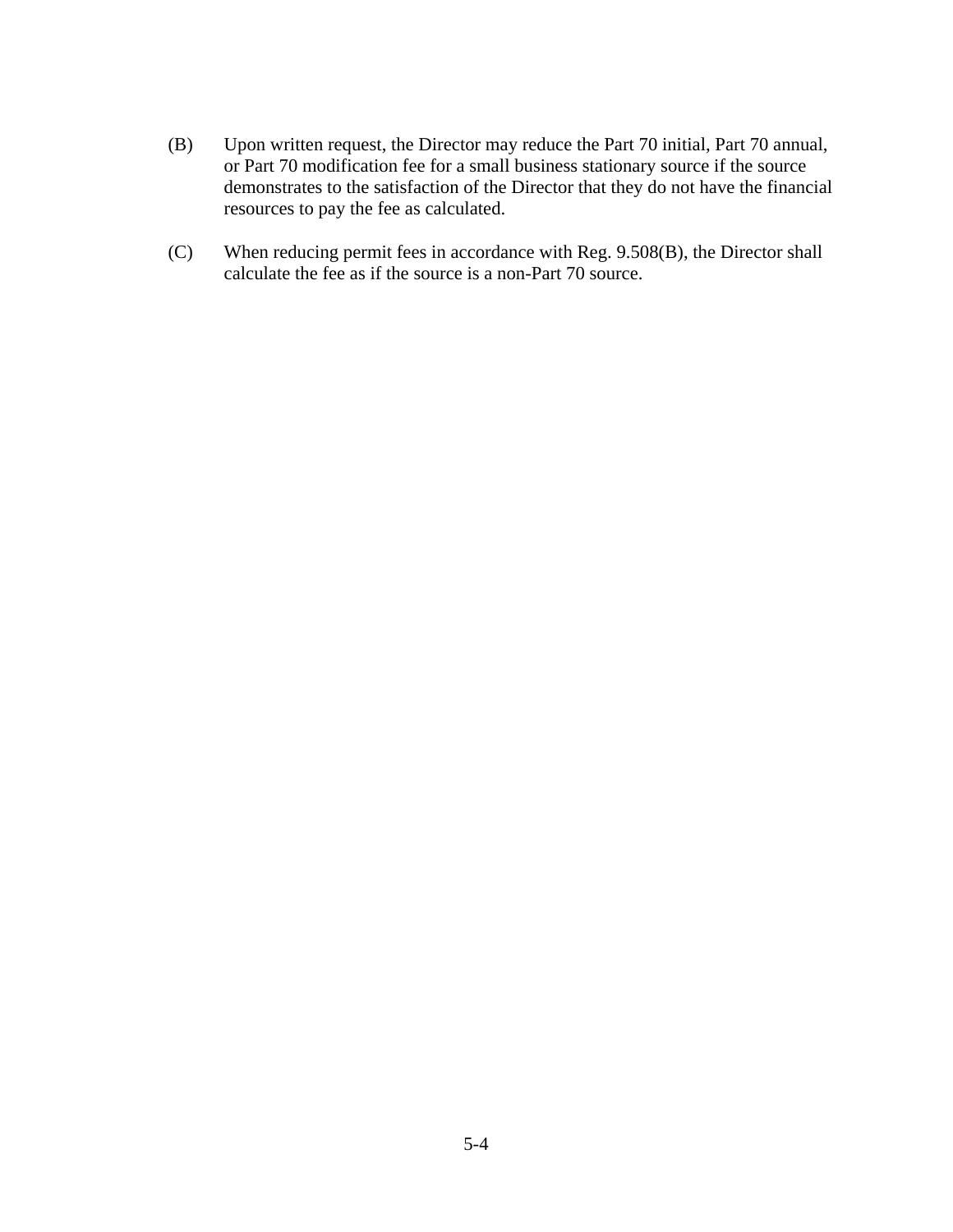(B) Upon written request, the Director may reduce the Part 70 initial, Part 70 annual, or Part 70 modification fee for a small business stationary source if the source demonstrates to the satisfaction of the Director that they do not have the financial resources to pay the fee as calculated.

(C) When reducing permit fees in accordance with Reg. 9.508(B), the Director shall calculate the fee as if the source is a non-Part 70 source.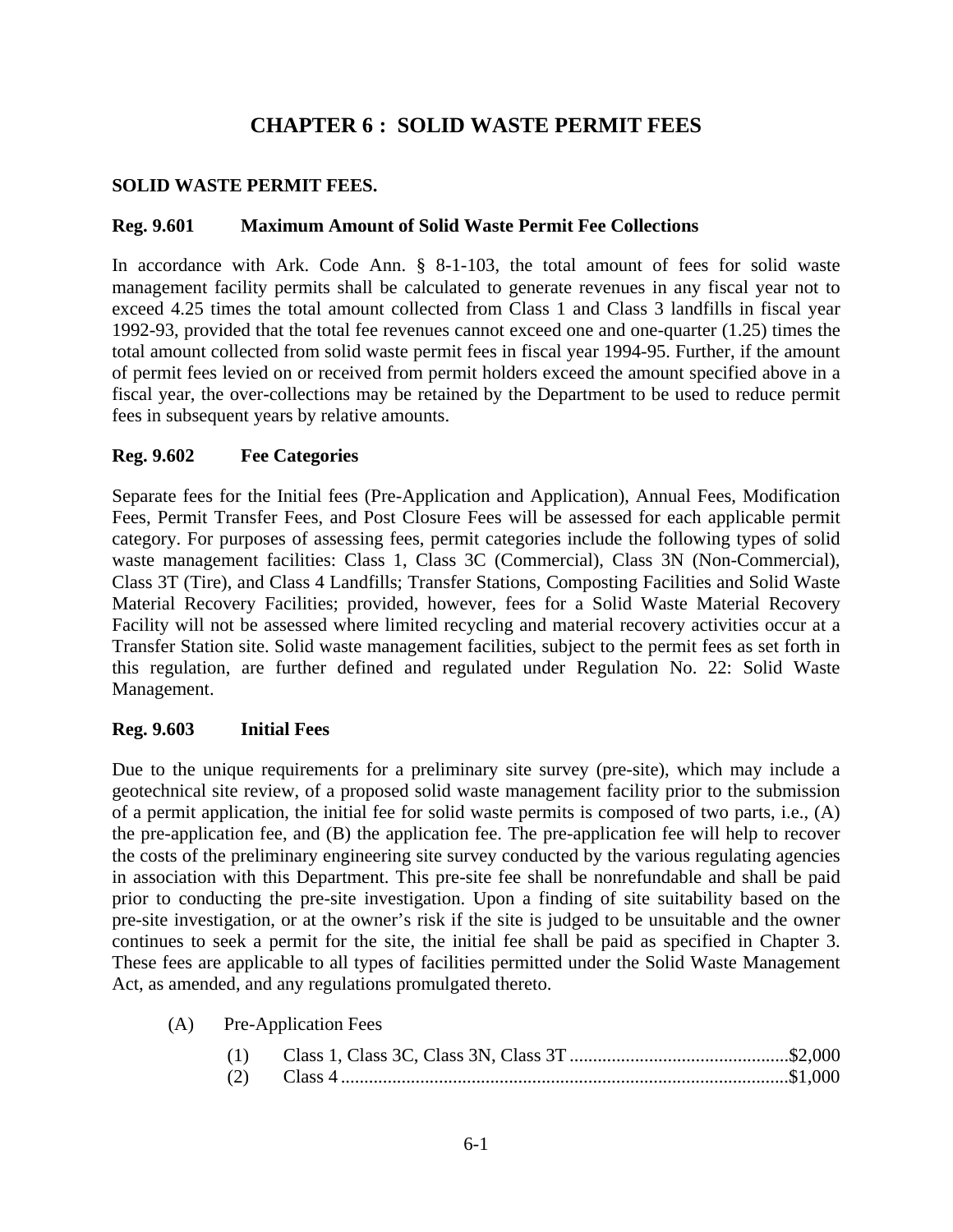# CHAPTER 6 : SOLID WASTE PERMIT FEES

**SOLID WASTE PERMIT FEES.**

### Reg. 9.601 Maximum Amount of Solid Waste Permit Fee Collections

In accordance with Ark. Code Ann. § 8-1-103, the total amount of fees for solid waste management facility permits shall be calculated to generate revenues in any fiscal year not to exceed 4.25 times the total amount collected from Class 1 and Class 3 landfills in fiscal year 1992-93, provided that the total fee revenues cannot exceed one and one-quarter (1.25) times the total amount collected from solid waste permit fees in fiscal year 1994-95. Further, if the amount of permit fees levied on or received from permit holders exceed the amount specified above in a fiscal year, the over-collections may be retained by the Department to be used to reduce permit fees in subsequent years by relative amounts.

### Reg. 9.602 Fee Categories

Separate fees for the Initial fees (Pre-Application and Application), Annual Fees, Modification Fees, Permit Transfer Fees, and Post Closure Fees will be assessed for each applicable permit category. For purposes of assessing fees, permit categories include the following types of solid waste management facilities: Class 1, Class 3C (Commercial), Class 3N (Non-Commercial), Class 3T (Tire), and Class 4 Landfills; Transfer Stations, Composting Facilities and Solid Waste Material Recovery Facilities; provided, however, fees for a Solid Waste Material Recovery Facility will not be assessed where limited recycling and material recovery activities occur at a Transfer Station site. Solid waste management facilities, subject to the permit fees as set forth in this regulation, are further defined and regulated under Regulation No. 22: Solid Waste Management.

### Reg. 9.603 Initial Fees

Due to the unique requirements for a preliminary site survey (pre-site), which may include a geotechnical site review, of a proposed solid waste management facility prior to the submission of a permit application, the initial fee for solid waste permits is composed of two parts, i.e., (A) the pre-application fee, and (B) the application fee. The pre-application fee will help to recover the costs of the preliminary engineering site survey conducted by the various regulating agencies in association with this Department. This pre-site fee shall be nonrefundable and shall be paid prior to conducting the pre-site investigation. Upon a finding of site suitability based on the pre-site investigation, or at the owner's risk if the site is judged to be unsuitable and the owner continues to seek a permit for the site, the initial fee shall be paid as specified in Chapter 3. These fees are applicable to all types of facilities permitted under the Solid Waste Management Act, as amended, and any regulations promulgated thereto.

(A) Pre-Application Fees

(1) Class 1, Class 3C, Class 3N, Class 3T ............................................... $2,000
(2) Class 4 ............................................................................................... $1,000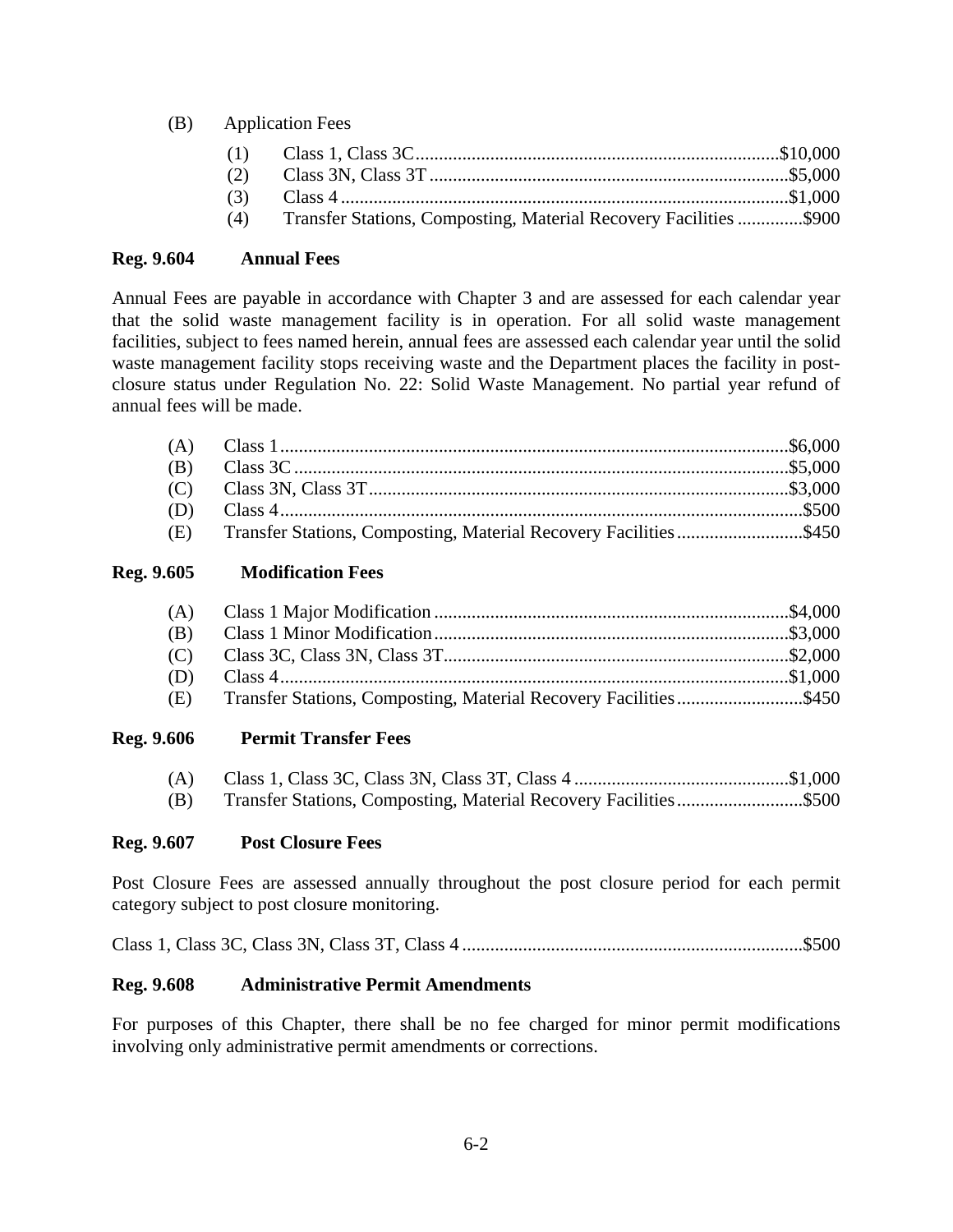(B) Application Fees

(1) Class 1, Class 3C....................................................................................$10,000
(2) Class 3N, Class 3T....................................................................................$5,000
(3) Class 4....................................................................................$1,000
(4) Transfer Stations, Composting, Material Recovery Facilities....................$900

**Reg. 9.604 Annual Fees**

Annual Fees are payable in accordance with Chapter 3 and are assessed for each calendar year that the solid waste management facility is in operation. For all solid waste management facilities, subject to fees named herein, annual fees are assessed each calendar year until the solid waste management facility stops receiving waste and the Department places the facility in post-closure status under Regulation No. 22: Solid Waste Management. No partial year refund of annual fees will be made.

(A) Class 1....................................................................................$6,000
(B) Class 3C....................................................................................$5,000
(C) Class 3N, Class 3T....................................................................................$3,000
(D) Class 4....................................................................................$500
(E) Transfer Stations, Composting, Material Recovery Facilities....................$450

**Reg. 9.605 Modification Fees**

(A) Class 1 Major Modification....................................................................................$4,000
(B) Class 1 Minor Modification....................................................................................$3,000
(C) Class 3C, Class 3N, Class 3T....................................................................................$2,000
(D) Class 4....................................................................................$1,000
(E) Transfer Stations, Composting, Material Recovery Facilities....................$450

**Reg. 9.606 Permit Transfer Fees**

(A) Class 1, Class 3C, Class 3N, Class 3T, Class 4....................................$1,000
(B) Transfer Stations, Composting, Material Recovery Facilities....................$500

**Reg. 9.607 Post Closure Fees**

Post Closure Fees are assessed annually throughout the post closure period for each permit category subject to post closure monitoring.

Class 1, Class 3C, Class 3N, Class 3T, Class 4....................................................................................$500

**Reg. 9.608 Administrative Permit Amendments**

For purposes of this Chapter, there shall be no fee charged for minor permit modifications involving only administrative permit amendments or corrections.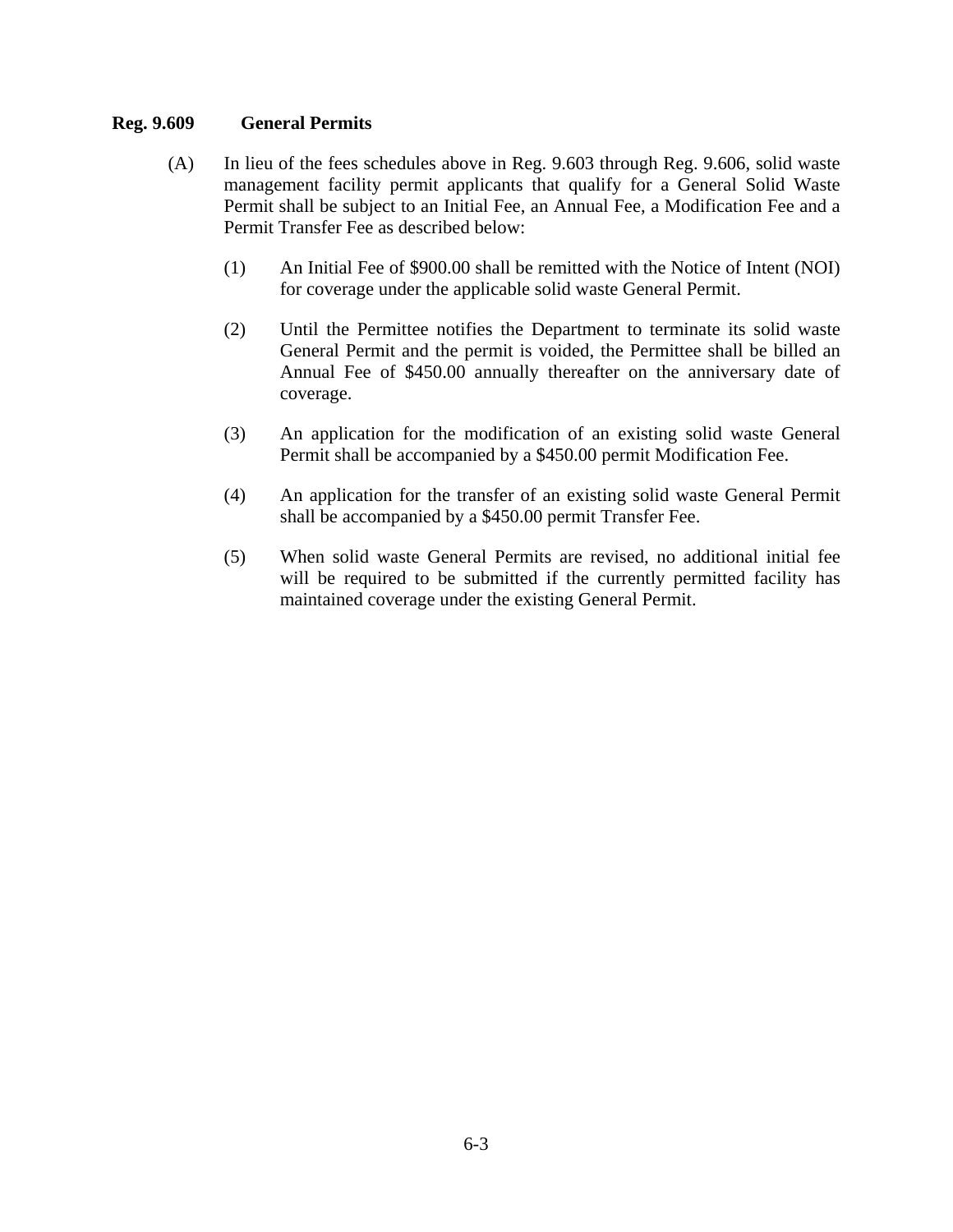**Reg. 9.609 General Permits**

(A) In lieu of the fees schedules above in Reg. 9.603 through Reg. 9.606, solid waste management facility permit applicants that qualify for a General Solid Waste Permit shall be subject to an Initial Fee, an Annual Fee, a Modification Fee and a Permit Transfer Fee as described below:

(1) An Initial Fee of $900.00 shall be remitted with the Notice of Intent (NOI) for coverage under the applicable solid waste General Permit.

(2) Until the Permittee notifies the Department to terminate its solid waste General Permit and the permit is voided, the Permittee shall be billed an Annual Fee of $450.00 annually thereafter on the anniversary date of coverage.

(3) An application for the modification of an existing solid waste General Permit shall be accompanied by a $450.00 permit Modification Fee.

(4) An application for the transfer of an existing solid waste General Permit shall be accompanied by a $450.00 permit Transfer Fee.

(5) When solid waste General Permits are revised, no additional initial fee will be required to be submitted if the currently permitted facility has maintained coverage under the existing General Permit.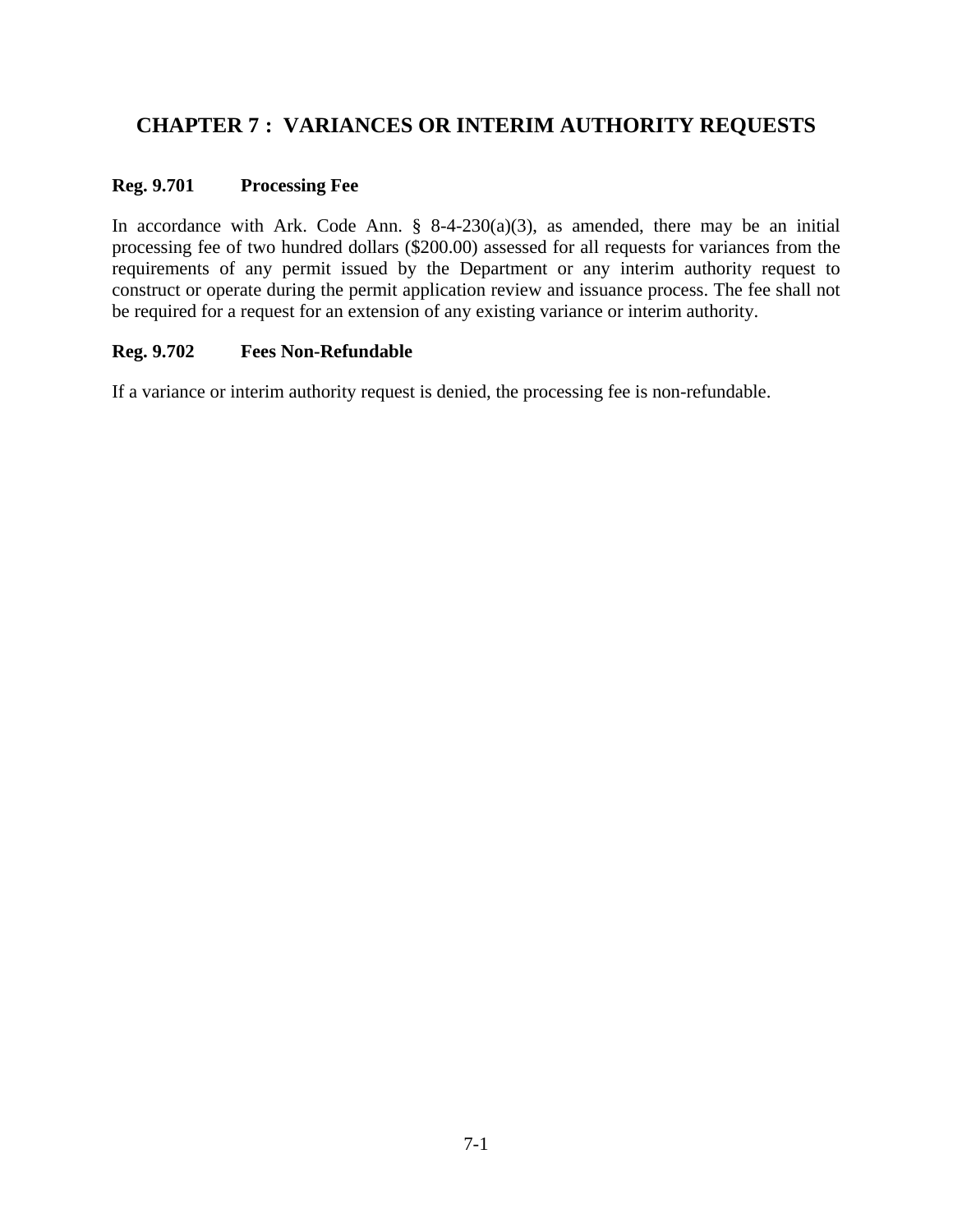## CHAPTER 7 : VARIANCES OR INTERIM AUTHORITY REQUESTS

### Reg. 9.701 Processing Fee

In accordance with Ark. Code Ann. § 8-4-230(a)(3), as amended, there may be an initial processing fee of two hundred dollars ($200.00) assessed for all requests for variances from the requirements of any permit issued by the Department or any interim authority request to construct or operate during the permit application review and issuance process. The fee shall not be required for a request for an extension of any existing variance or interim authority.

### Reg. 9.702 Fees Non-Refundable

If a variance or interim authority request is denied, the processing fee is non-refundable.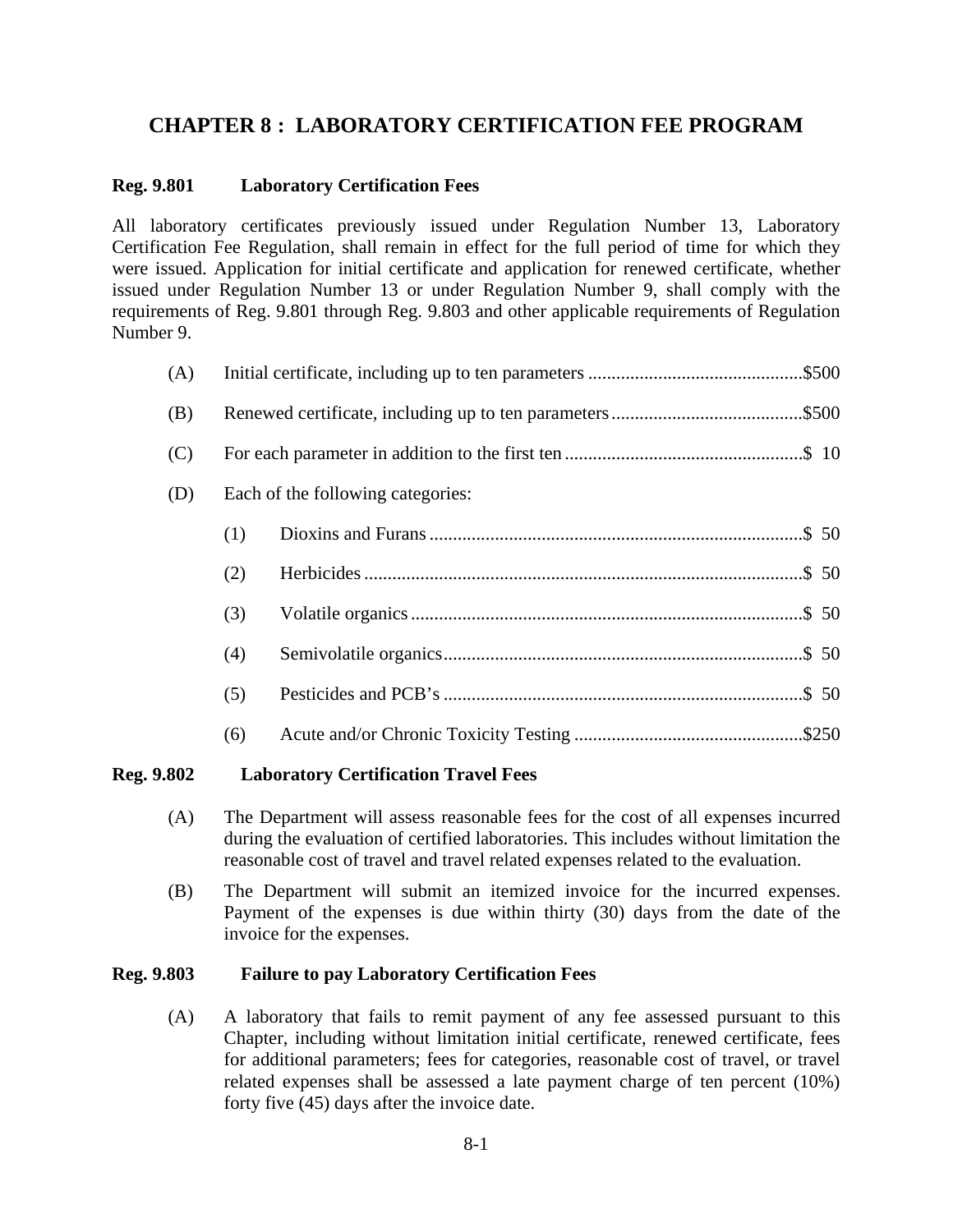# CHAPTER 8 : LABORATORY CERTIFICATION FEE PROGRAM

## Reg. 9.801 Laboratory Certification Fees

All laboratory certificates previously issued under Regulation Number 13, Laboratory Certification Fee Regulation, shall remain in effect for the full period of time for which they were issued. Application for initial certificate and application for renewed certificate, whether issued under Regulation Number 13 or under Regulation Number 9, shall comply with the requirements of Reg. 9.801 through Reg. 9.803 and other applicable requirements of Regulation Number 9.

(A) Initial certificate, including up to ten parameters ..............................................$500

(B) Renewed certificate, including up to ten parameters.........................................$500

(C) For each parameter in addition to the first ten ...................................................$ 10

(D) Each of the following categories:

- (1) Dioxins and Furans ................................................................................$ 50
- (2) Herbicides ..............................................................................................$ 50
- (3) Volatile organics ....................................................................................$ 50
- (4) Semivolatile organics.............................................................................$ 50
- (5) Pesticides and PCB's .............................................................................$ 50
- (6) Acute and/or Chronic Toxicity Testing .................................................$250

## Reg. 9.802 Laboratory Certification Travel Fees

(A) The Department will assess reasonable fees for the cost of all expenses incurred during the evaluation of certified laboratories. This includes without limitation the reasonable cost of travel and travel related expenses related to the evaluation.

(B) The Department will submit an itemized invoice for the incurred expenses. Payment of the expenses is due within thirty (30) days from the date of the invoice for the expenses.

## Reg. 9.803 Failure to pay Laboratory Certification Fees

(A) A laboratory that fails to remit payment of any fee assessed pursuant to this Chapter, including without limitation initial certificate, renewed certificate, fees for additional parameters; fees for categories, reasonable cost of travel, or travel related expenses shall be assessed a late payment charge of ten percent (10%) forty five (45) days after the invoice date.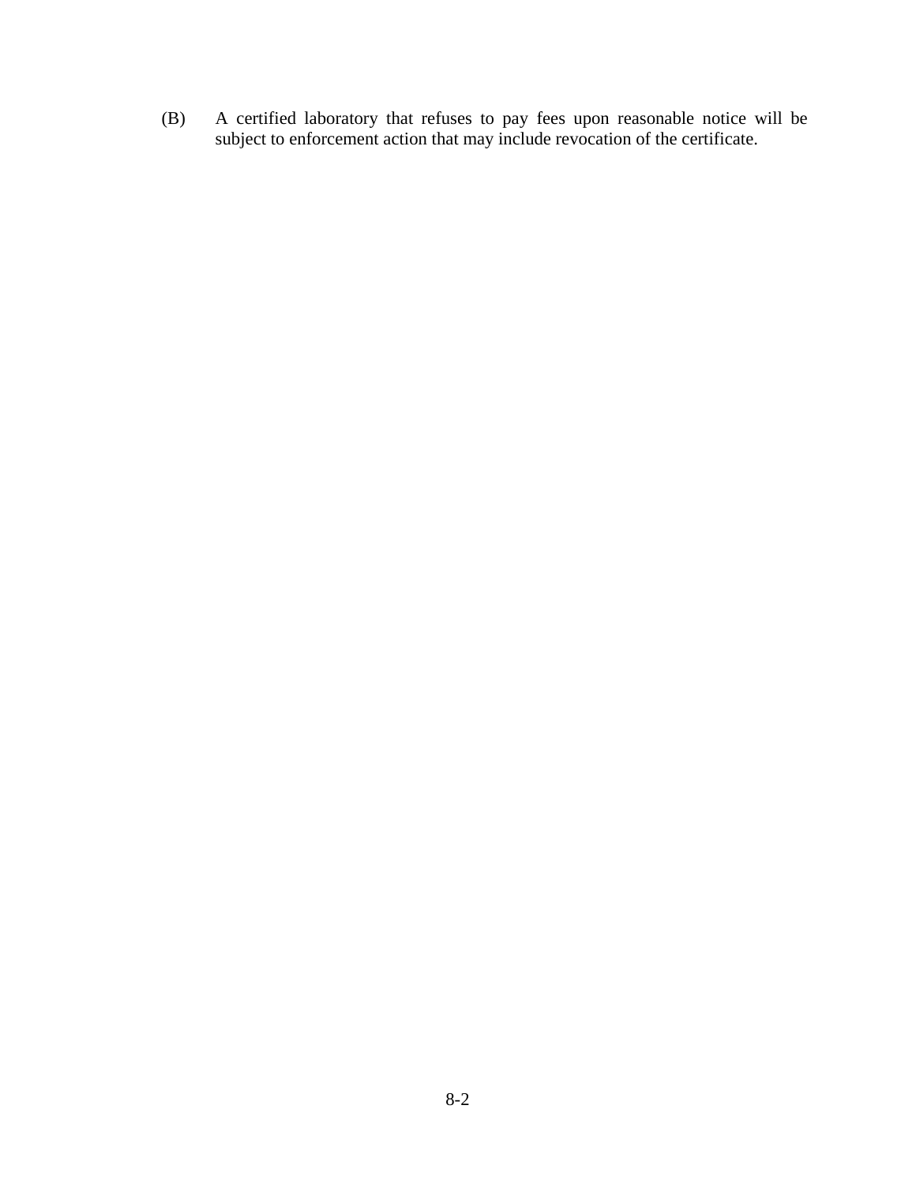(B) A certified laboratory that refuses to pay fees upon reasonable notice will be subject to enforcement action that may include revocation of the certificate.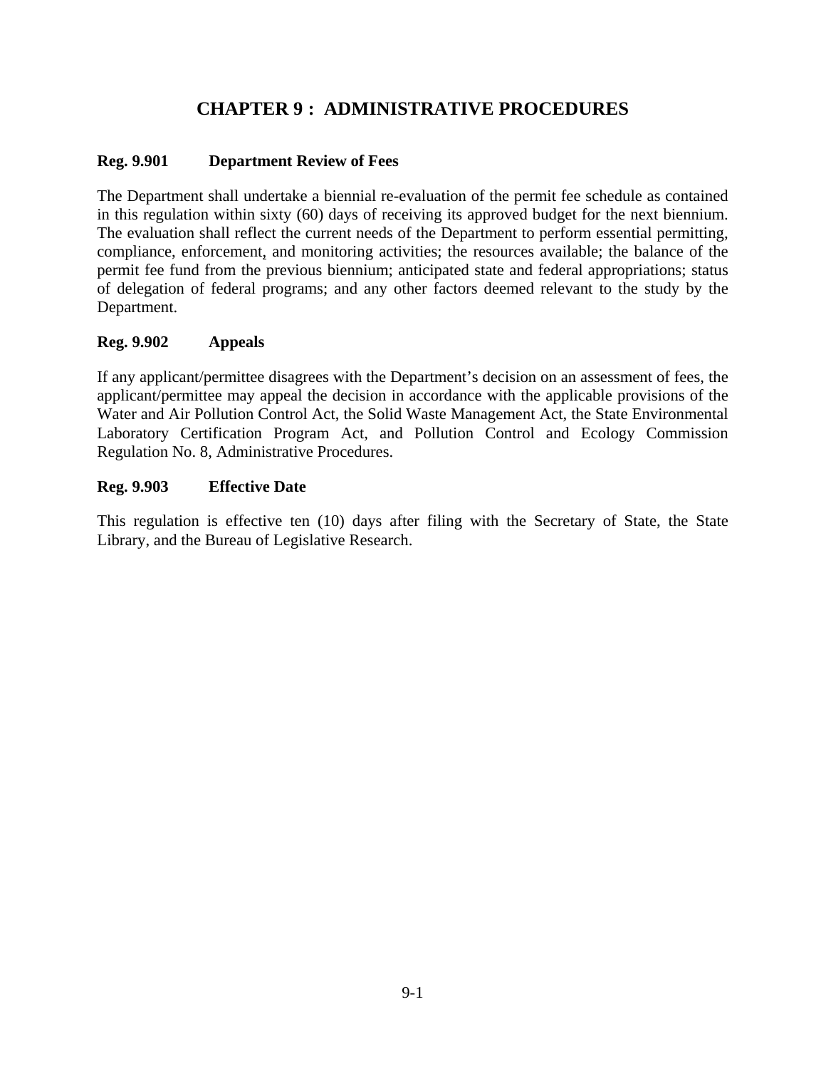# CHAPTER 9 : ADMINISTRATIVE PROCEDURES

**Reg. 9.901 Department Review of Fees**

The Department shall undertake a biennial re-evaluation of the permit fee schedule as contained in this regulation within sixty (60) days of receiving its approved budget for the next biennium. The evaluation shall reflect the current needs of the Department to perform essential permitting, compliance, enforcement, and monitoring activities; the resources available; the balance of the permit fee fund from the previous biennium; anticipated state and federal appropriations; status of delegation of federal programs; and any other factors deemed relevant to the study by the Department.

**Reg. 9.902 Appeals**

If any applicant/permittee disagrees with the Department's decision on an assessment of fees, the applicant/permittee may appeal the decision in accordance with the applicable provisions of the Water and Air Pollution Control Act, the Solid Waste Management Act, the State Environmental Laboratory Certification Program Act, and Pollution Control and Ecology Commission Regulation No. 8, Administrative Procedures.

**Reg. 9.903 Effective Date**

This regulation is effective ten (10) days after filing with the Secretary of State, the State Library, and the Bureau of Legislative Research.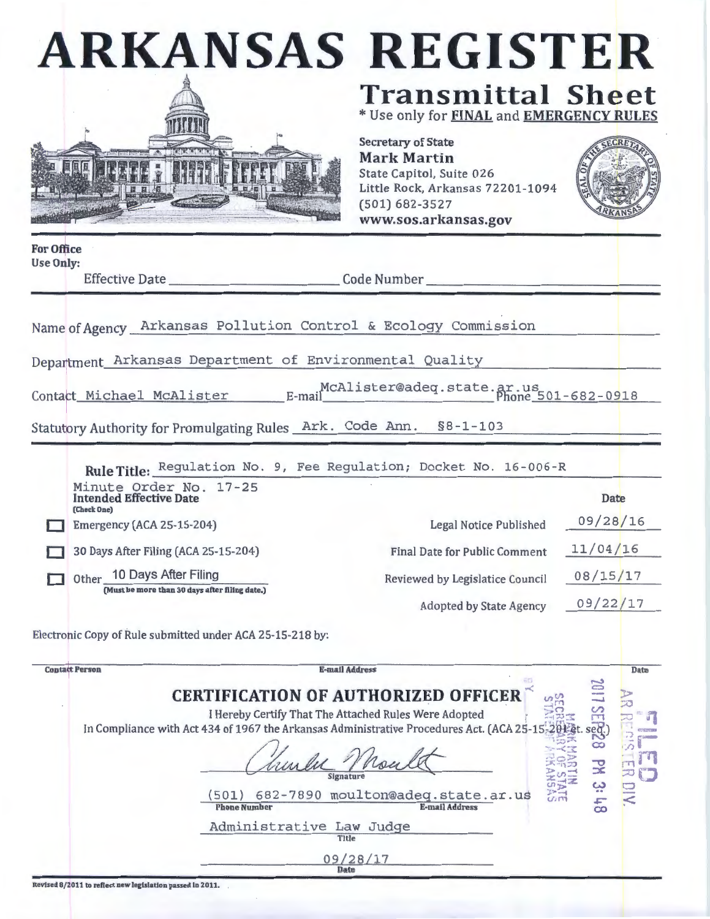# ARKANSAS REGISTER

## Transmittal Sheet

\* Use only for **FINAL** and **EMERGENCY RULES**

Secretary of State
**Mark Martin**
State Capitol, Suite 026
Little Rock, Arkansas 72201-1094
(501) 682-3527
**www.sos.arkansas.gov**

**For Office Use Only:**

Effective Date ______________ Code Number ______________

Name of Agency Arkansas Pollution Control & Ecology Commission

Department Arkansas Department of Environmental Quality

Contact Michael McAlister E-mail McAlister@adeq.state.ar.us Phone 501-682-0918

Statutory Authority for Promulgating Rules Ark. Code Ann. §8-1-103

**Rule Title:** Regulation No. 9, Fee Regulation; Docket No. 16-006-R

Minute Order No. 17-25

| **Intended Effective Date** (Check One) | | **Date** |
|---|---|---|
| ☐ Emergency (ACA 25-15-204) | Legal Notice Published | 09/28/16 |
| ☐ 30 Days After Filing (ACA 25-15-204) | Final Date for Public Comment | 11/04/16 |
| ☐ Other 10 Days After Filing (Must be more than 30 days after filing date.) | Reviewed by Legislatice Council | 08/15/17 |
| | Adopted by State Agency | 09/22/17 |

Electronic Copy of Rule submitted under ACA 25-15-218 by:

Contact Person ______________ E-mail Address ______________ Date ______________

## CERTIFICATION OF AUTHORIZED OFFICER

I Hereby Certify That The Attached Rules Were Adopted
In Compliance with Act 434 of 1967 the Arkansas Administrative Procedures Act. (ACA 25-15-201 et. seq.)

[Signature]
Signature

(501) 682-7890 moulton@adeq.state.ar.us
Phone Number E-mail Address

Administrative Law Judge
Title

09/28/17
Date

FILED AR REGISTER DIV. 2017 SEP 28 PM 3:48 MARK MARTIN SECRETARY OF STATE STATE OF ARKANSAS

Revised 8/2011 to reflect new legislation passed in 2011.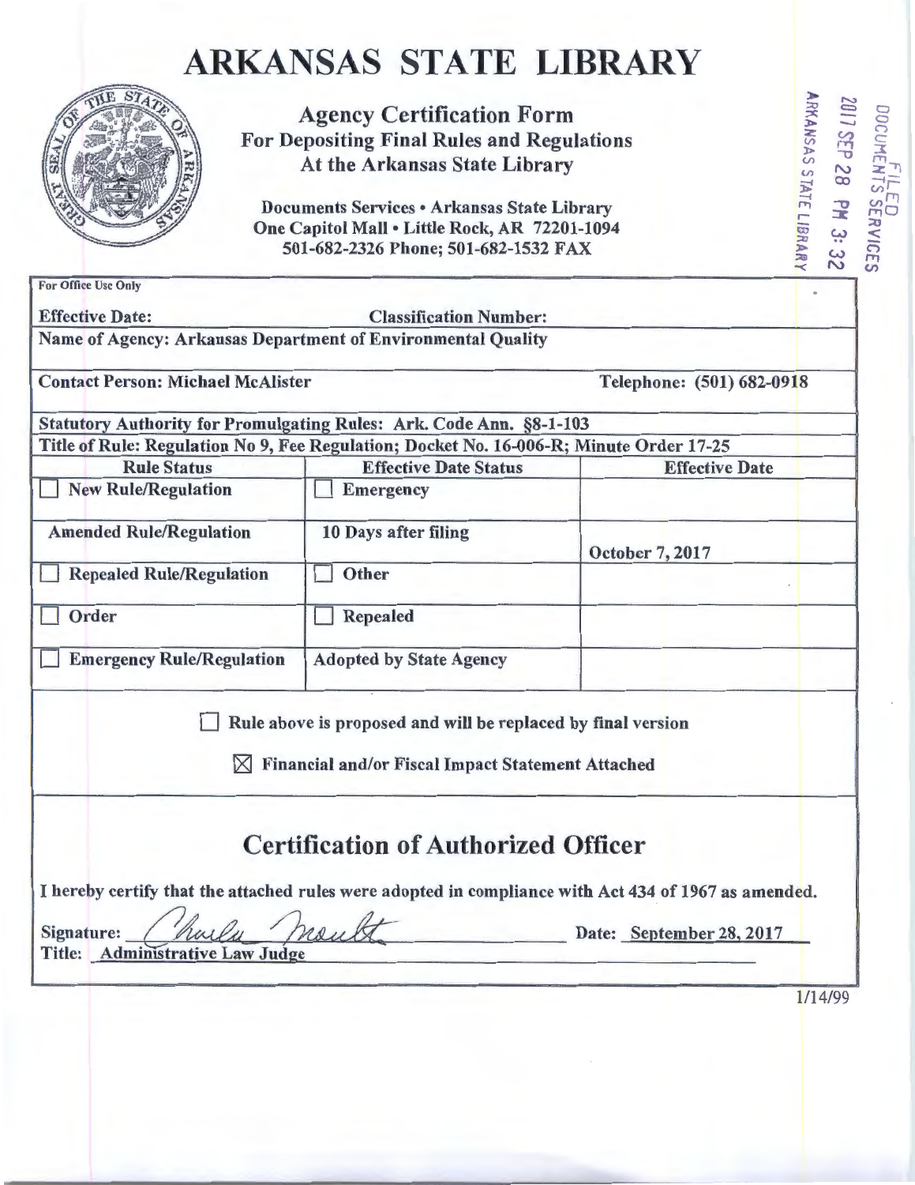# ARKANSAS STATE LIBRARY

**Agency Certification Form**
**For Depositing Final Rules and Regulations**
**At the Arkansas State Library**

**Documents Services • Arkansas State Library**
**One Capitol Mall • Little Rock, AR 72201-1094**
**501-682-2326 Phone; 501-682-1532 FAX**

FILED DOCUMENTS SERVICES 2017 SEP 28 PM 3:32 ARKANSAS STATE LIBRARY

For Office Use Only

**Effective Date:** **Classification Number:**

**Name of Agency: Arkansas Department of Environmental Quality**

**Contact Person: Michael McAlister** **Telephone: (501) 682-0918**

**Statutory Authority for Promulgating Rules: Ark. Code Ann. §8-1-103**

**Title of Rule: Regulation No 9, Fee Regulation; Docket No. 16-006-R; Minute Order 17-25**

| Rule Status | Effective Date Status | Effective Date |
|---|---|---|
| ☐ New Rule/Regulation | ☐ Emergency | |
| Amended Rule/Regulation | 10 Days after filing | October 7, 2017 |
| ☐ Repealed Rule/Regulation | ☐ Other | |
| ☐ Order | ☐ Repealed | |
| ☐ Emergency Rule/Regulation | Adopted by State Agency | |

☐ Rule above is proposed and will be replaced by final version

☒ Financial and/or Fiscal Impact Statement Attached

## Certification of Authorized Officer

I hereby certify that the attached rules were adopted in compliance with Act 434 of 1967 as amended.

Signature: Charles Moulton Date: September 28, 2017

Title: Administrative Law Judge

1/14/99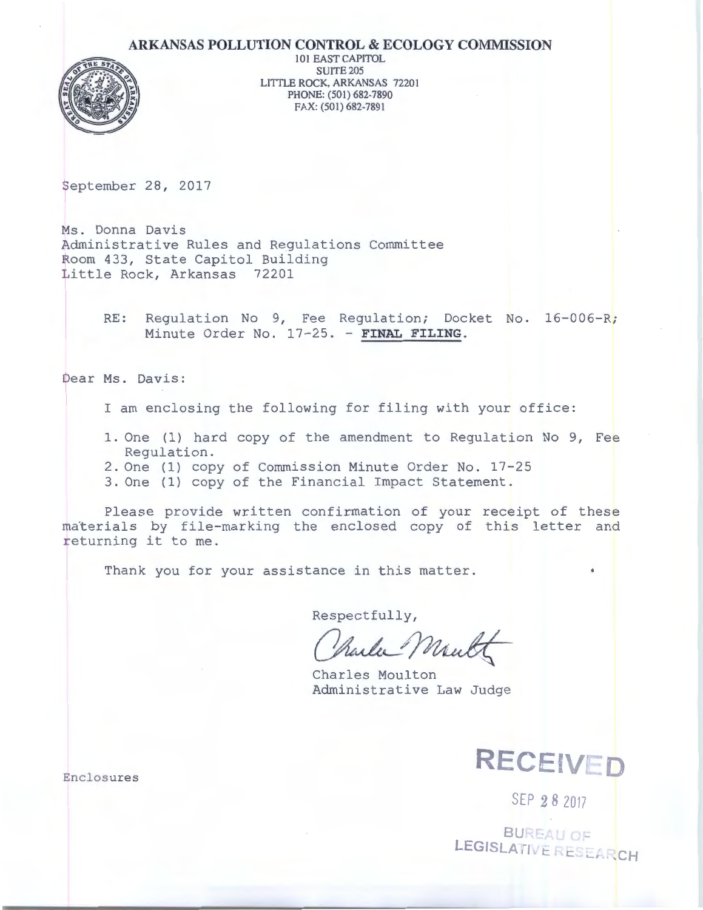# ARKANSAS POLLUTION CONTROL & ECOLOGY COMMISSION

101 EAST CAPITOL
SUITE 205
LITTLE ROCK, ARKANSAS 72201
PHONE: (501) 682-7890
FAX: (501) 682-7891

September 28, 2017

Ms. Donna Davis
Administrative Rules and Regulations Committee
Room 433, State Capitol Building
Little Rock, Arkansas 72201

RE: Regulation No 9, Fee Regulation; Docket No. 16-006-R; Minute Order No. 17-25. - **FINAL FILING**.

Dear Ms. Davis:

I am enclosing the following for filing with your office:

1. One (1) hard copy of the amendment to Regulation No 9, Fee Regulation.
2. One (1) copy of Commission Minute Order No. 17-25
3. One (1) copy of the Financial Impact Statement.

Please provide written confirmation of your receipt of these materials by file-marking the enclosed copy of this letter and returning it to me.

Thank you for your assistance in this matter.

Respectfully,

Charles Moulton
Administrative Law Judge

Enclosures

RECEIVED
SEP 28 2017
BUREAU OF LEGISLATIVE RESEARCH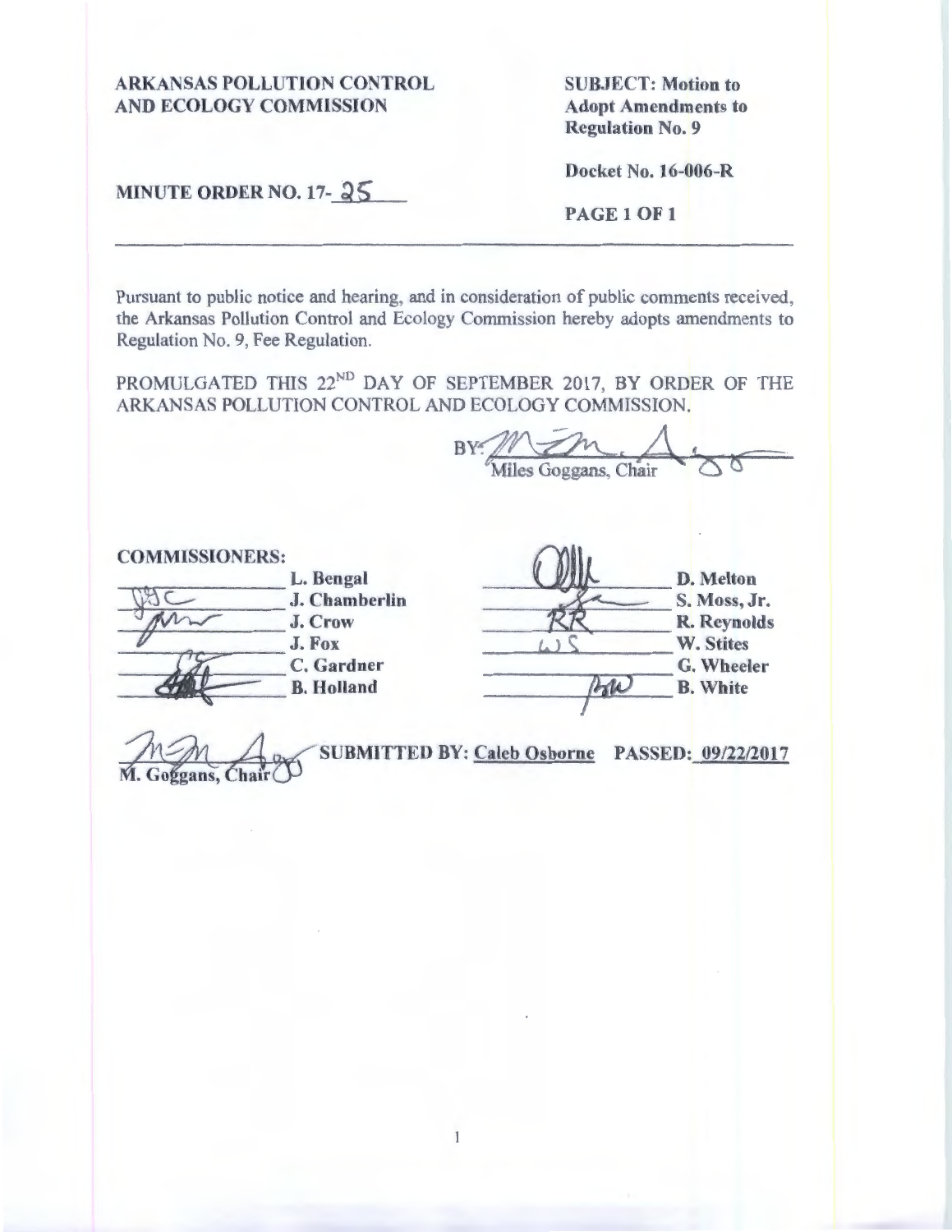**ARKANSAS POLLUTION CONTROL AND ECOLOGY COMMISSION**

**SUBJECT: Motion to Adopt Amendments to Regulation No. 9**

**Docket No. 16-006-R**

**MINUTE ORDER NO. 17-25**

**PAGE 1 OF 1**

---

Pursuant to public notice and hearing, and in consideration of public comments received, the Arkansas Pollution Control and Ecology Commission hereby adopts amendments to Regulation No. 9, Fee Regulation.

PROMULGATED THIS 22[ND] DAY OF SEPTEMBER 2017, BY ORDER OF THE ARKANSAS POLLUTION CONTROL AND ECOLOGY COMMISSION.

BY: ______________________
Miles Goggans, Chair

**COMMISSIONERS:**

| | | | |
|---|---|---|---|
| | **L. Bengal** | | **D. Melton** |
| JJC | **J. Chamberlin** | | **S. Moss, Jr.** |
| | **J. Crow** | RR | **R. Reynolds** |
| | **J. Fox** | WS | **W. Stites** |
| CG | **C. Gardner** | | **G. Wheeler** |
| | **B. Holland** | BW | **B. White** |

M. Goggans, Chair **SUBMITTED BY:** Caleb Osborne **PASSED:** 09/22/2017